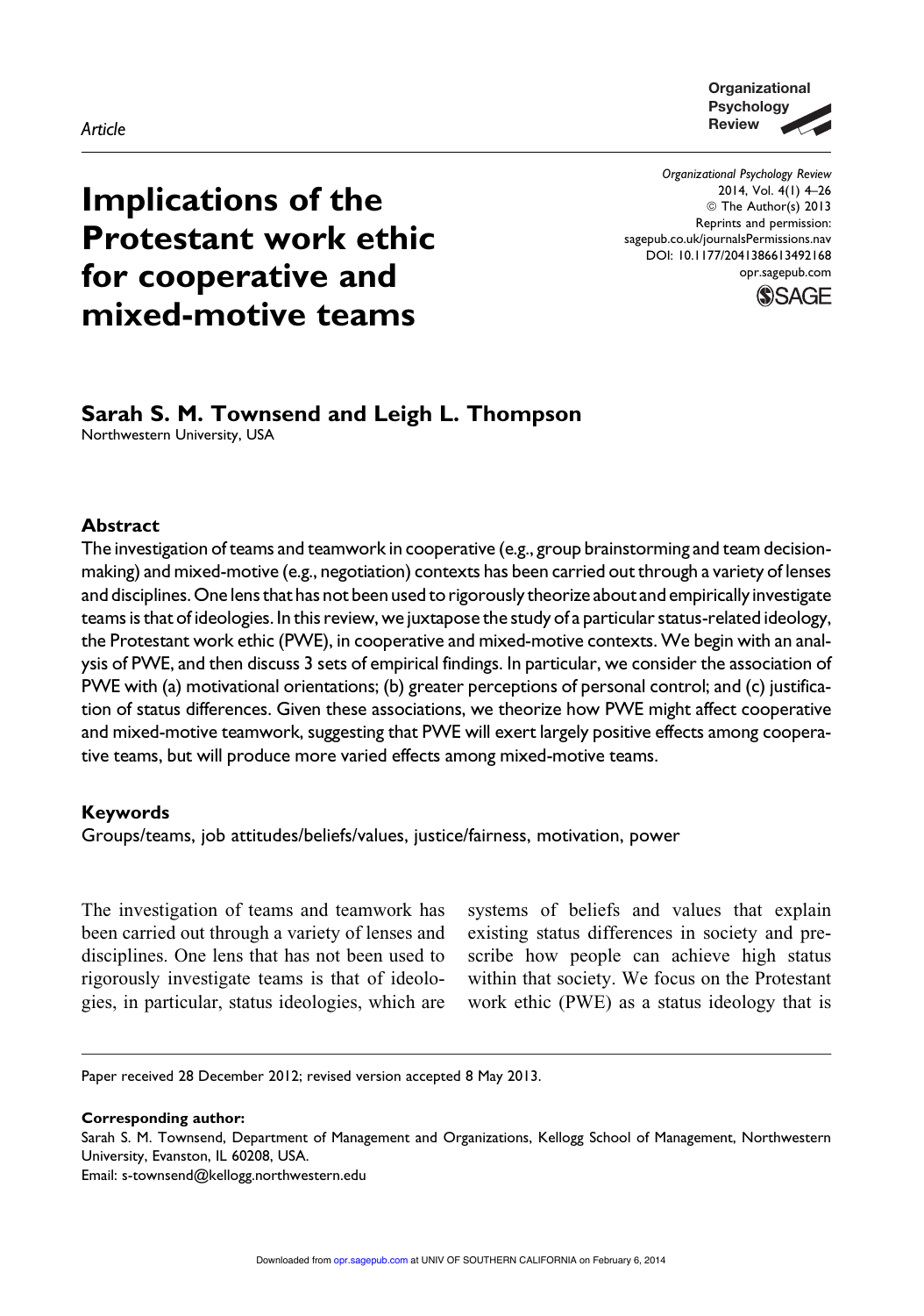Article

# Implications of the Protestant work ethic for cooperative and mixed-motive teams

**Sarah S. M. Townsend and Leigh L. Thompson**
Northwestern University, USA

## Abstract

The investigation of teams and teamwork in cooperative (e.g., group brainstorming and team decision-making) and mixed-motive (e.g., negotiation) contexts has been carried out through a variety of lenses and disciplines. One lens that has not been used to rigorously theorize about and empirically investigate teams is that of ideologies. In this review, we juxtapose the study of a particular status-related ideology, the Protestant work ethic (PWE), in cooperative and mixed-motive contexts. We begin with an analysis of PWE, and then discuss 3 sets of empirical findings. In particular, we consider the association of PWE with (a) motivational orientations; (b) greater perceptions of personal control; and (c) justification of status differences. Given these associations, we theorize how PWE might affect cooperative and mixed-motive teamwork, suggesting that PWE will exert largely positive effects among cooperative teams, but will produce more varied effects among mixed-motive teams.

## Keywords

Groups/teams, job attitudes/beliefs/values, justice/fairness, motivation, power

The investigation of teams and teamwork has been carried out through a variety of lenses and disciplines. One lens that has not been used to rigorously investigate teams is that of ideologies, in particular, status ideologies, which are systems of beliefs and values that explain existing status differences in society and prescribe how people can achieve high status within that society. We focus on the Protestant work ethic (PWE) as a status ideology that is

Paper received 28 December 2012; revised version accepted 8 May 2013.

**Corresponding author:**
Sarah S. M. Townsend, Department of Management and Organizations, Kellogg School of Management, Northwestern University, Evanston, IL 60208, USA.
Email: s-townsend@kellogg.northwestern.edu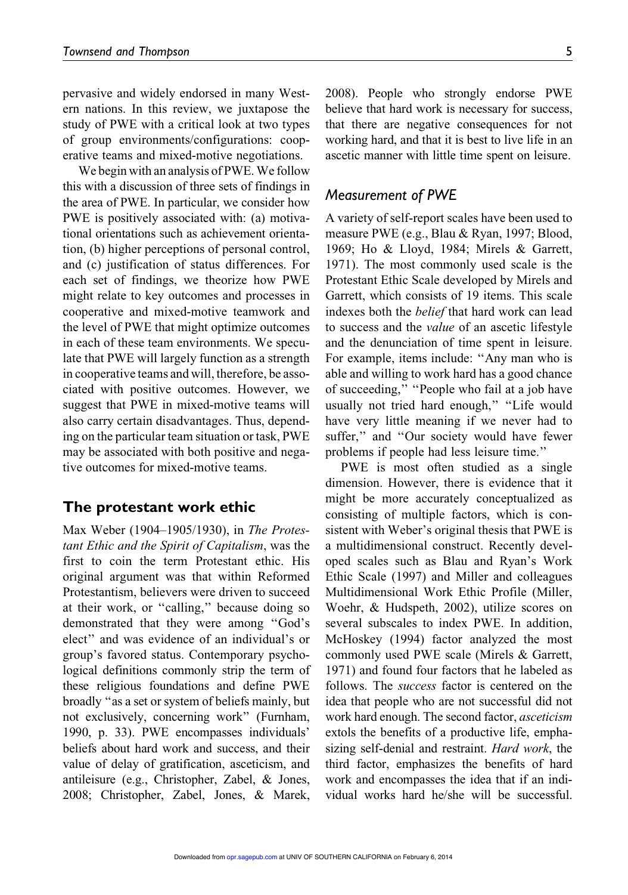pervasive and widely endorsed in many Western nations. In this review, we juxtapose the study of PWE with a critical look at two types of group environments/configurations: cooperative teams and mixed-motive negotiations.

We begin with an analysis of PWE. We follow this with a discussion of three sets of findings in the area of PWE. In particular, we consider how PWE is positively associated with: (a) motivational orientations such as achievement orientation, (b) higher perceptions of personal control, and (c) justification of status differences. For each set of findings, we theorize how PWE might relate to key outcomes and processes in cooperative and mixed-motive teamwork and the level of PWE that might optimize outcomes in each of these team environments. We speculate that PWE will largely function as a strength in cooperative teams and will, therefore, be associated with positive outcomes. However, we suggest that PWE in mixed-motive teams will also carry certain disadvantages. Thus, depending on the particular team situation or task, PWE may be associated with both positive and negative outcomes for mixed-motive teams.

## The protestant work ethic

Max Weber (1904–1905/1930), in *The Protestant Ethic and the Spirit of Capitalism*, was the first to coin the term Protestant ethic. His original argument was that within Reformed Protestantism, believers were driven to succeed at their work, or "calling," because doing so demonstrated that they were among "God's elect" and was evidence of an individual's or group's favored status. Contemporary psychological definitions commonly strip the term of these religious foundations and define PWE broadly "as a set or system of beliefs mainly, but not exclusively, concerning work" (Furnham, 1990, p. 33). PWE encompasses individuals' beliefs about hard work and success, and their value of delay of gratification, asceticism, and antileisure (e.g., Christopher, Zabel, & Jones, 2008; Christopher, Zabel, Jones, & Marek, 2008). People who strongly endorse PWE believe that hard work is necessary for success, that there are negative consequences for not working hard, and that it is best to live life in an ascetic manner with little time spent on leisure.

### Measurement of PWE

A variety of self-report scales have been used to measure PWE (e.g., Blau & Ryan, 1997; Blood, 1969; Ho & Lloyd, 1984; Mirels & Garrett, 1971). The most commonly used scale is the Protestant Ethic Scale developed by Mirels and Garrett, which consists of 19 items. This scale indexes both the *belief* that hard work can lead to success and the *value* of an ascetic lifestyle and the denunciation of time spent in leisure. For example, items include: "Any man who is able and willing to work hard has a good chance of succeeding," "People who fail at a job have usually not tried hard enough," "Life would have very little meaning if we never had to suffer," and "Our society would have fewer problems if people had less leisure time."

PWE is most often studied as a single dimension. However, there is evidence that it might be more accurately conceptualized as consisting of multiple factors, which is consistent with Weber's original thesis that PWE is a multidimensional construct. Recently developed scales such as Blau and Ryan's Work Ethic Scale (1997) and Miller and colleagues Multidimensional Work Ethic Profile (Miller, Woehr, & Hudspeth, 2002), utilize scores on several subscales to index PWE. In addition, McHoskey (1994) factor analyzed the most commonly used PWE scale (Mirels & Garrett, 1971) and found four factors that he labeled as follows. The *success* factor is centered on the idea that people who are not successful did not work hard enough. The second factor, *asceticism* extols the benefits of a productive life, emphasizing self-denial and restraint. *Hard work*, the third factor, emphasizes the benefits of hard work and encompasses the idea that if an individual works hard he/she will be successful.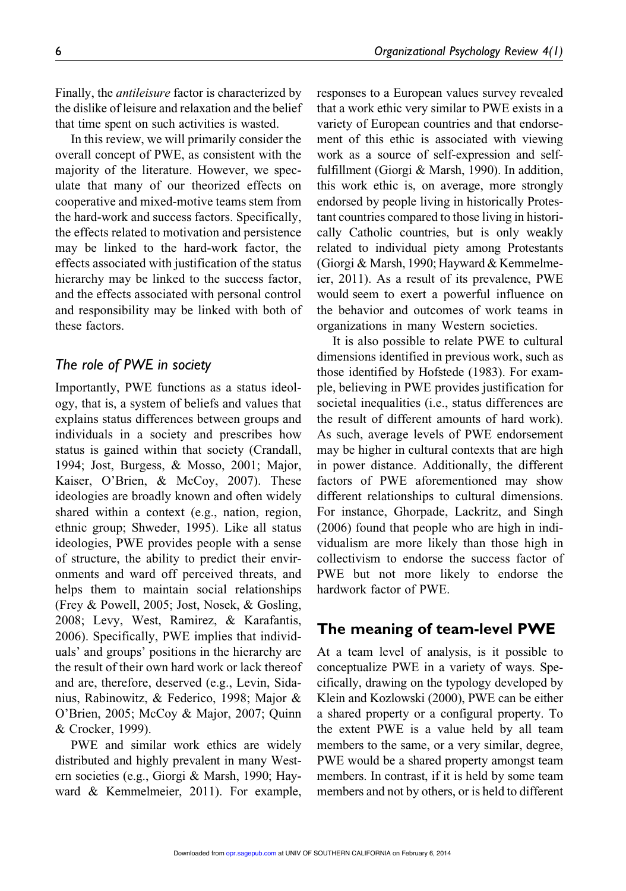Finally, the *antileisure* factor is characterized by the dislike of leisure and relaxation and the belief that time spent on such activities is wasted.

In this review, we will primarily consider the overall concept of PWE, as consistent with the majority of the literature. However, we speculate that many of our theorized effects on cooperative and mixed-motive teams stem from the hard-work and success factors. Specifically, the effects related to motivation and persistence may be linked to the hard-work factor, the effects associated with justification of the status hierarchy may be linked to the success factor, and the effects associated with personal control and responsibility may be linked with both of these factors.

### The role of PWE in society

Importantly, PWE functions as a status ideology, that is, a system of beliefs and values that explains status differences between groups and individuals in a society and prescribes how status is gained within that society (Crandall, 1994; Jost, Burgess, & Mosso, 2001; Major, Kaiser, O'Brien, & McCoy, 2007). These ideologies are broadly known and often widely shared within a context (e.g., nation, region, ethnic group; Shweder, 1995). Like all status ideologies, PWE provides people with a sense of structure, the ability to predict their environments and ward off perceived threats, and helps them to maintain social relationships (Frey & Powell, 2005; Jost, Nosek, & Gosling, 2008; Levy, West, Ramirez, & Karafantis, 2006). Specifically, PWE implies that individuals' and groups' positions in the hierarchy are the result of their own hard work or lack thereof and are, therefore, deserved (e.g., Levin, Sidanius, Rabinowitz, & Federico, 1998; Major & O'Brien, 2005; McCoy & Major, 2007; Quinn & Crocker, 1999).

PWE and similar work ethics are widely distributed and highly prevalent in many Western societies (e.g., Giorgi & Marsh, 1990; Hayward & Kemmelmeier, 2011). For example, responses to a European values survey revealed that a work ethic very similar to PWE exists in a variety of European countries and that endorsement of this ethic is associated with viewing work as a source of self-expression and self-fulfillment (Giorgi & Marsh, 1990). In addition, this work ethic is, on average, more strongly endorsed by people living in historically Protestant countries compared to those living in historically Catholic countries, but is only weakly related to individual piety among Protestants (Giorgi & Marsh, 1990; Hayward & Kemmelmeier, 2011). As a result of its prevalence, PWE would seem to exert a powerful influence on the behavior and outcomes of work teams in organizations in many Western societies.

It is also possible to relate PWE to cultural dimensions identified in previous work, such as those identified by Hofstede (1983). For example, believing in PWE provides justification for societal inequalities (i.e., status differences are the result of different amounts of hard work). As such, average levels of PWE endorsement may be higher in cultural contexts that are high in power distance. Additionally, the different factors of PWE aforementioned may show different relationships to cultural dimensions. For instance, Ghorpade, Lackritz, and Singh (2006) found that people who are high in individualism are more likely than those high in collectivism to endorse the success factor of PWE but not more likely to endorse the hardwork factor of PWE.

## The meaning of team-level PWE

At a team level of analysis, is it possible to conceptualize PWE in a variety of ways. Specifically, drawing on the typology developed by Klein and Kozlowski (2000), PWE can be either a shared property or a configural property. To the extent PWE is a value held by all team members to the same, or a very similar, degree, PWE would be a shared property amongst team members. In contrast, if it is held by some team members and not by others, or is held to different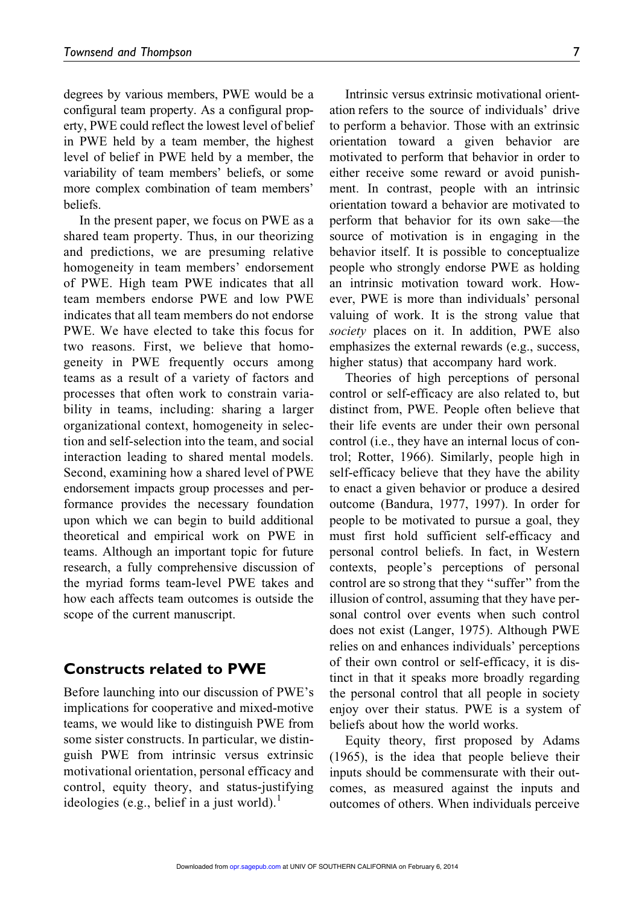degrees by various members, PWE would be a configural team property. As a configural property, PWE could reflect the lowest level of belief in PWE held by a team member, the highest level of belief in PWE held by a member, the variability of team members' beliefs, or some more complex combination of team members' beliefs.

In the present paper, we focus on PWE as a shared team property. Thus, in our theorizing and predictions, we are presuming relative homogeneity in team members' endorsement of PWE. High team PWE indicates that all team members endorse PWE and low PWE indicates that all team members do not endorse PWE. We have elected to take this focus for two reasons. First, we believe that homogeneity in PWE frequently occurs among teams as a result of a variety of factors and processes that often work to constrain variability in teams, including: sharing a larger organizational context, homogeneity in selection and self-selection into the team, and social interaction leading to shared mental models. Second, examining how a shared level of PWE endorsement impacts group processes and performance provides the necessary foundation upon which we can begin to build additional theoretical and empirical work on PWE in teams. Although an important topic for future research, a fully comprehensive discussion of the myriad forms team-level PWE takes and how each affects team outcomes is outside the scope of the current manuscript.

## Constructs related to PWE

Before launching into our discussion of PWE's implications for cooperative and mixed-motive teams, we would like to distinguish PWE from some sister constructs. In particular, we distinguish PWE from intrinsic versus extrinsic motivational orientation, personal efficacy and control, equity theory, and status-justifying ideologies (e.g., belief in a just world).[1]

Intrinsic versus extrinsic motivational orientation refers to the source of individuals' drive to perform a behavior. Those with an extrinsic orientation toward a given behavior are motivated to perform that behavior in order to either receive some reward or avoid punishment. In contrast, people with an intrinsic orientation toward a behavior are motivated to perform that behavior for its own sake—the source of motivation is in engaging in the behavior itself. It is possible to conceptualize people who strongly endorse PWE as holding an intrinsic motivation toward work. However, PWE is more than individuals' personal valuing of work. It is the strong value that *society* places on it. In addition, PWE also emphasizes the external rewards (e.g., success, higher status) that accompany hard work.

Theories of high perceptions of personal control or self-efficacy are also related to, but distinct from, PWE. People often believe that their life events are under their own personal control (i.e., they have an internal locus of control; Rotter, 1966). Similarly, people high in self-efficacy believe that they have the ability to enact a given behavior or produce a desired outcome (Bandura, 1977, 1997). In order for people to be motivated to pursue a goal, they must first hold sufficient self-efficacy and personal control beliefs. In fact, in Western contexts, people's perceptions of personal control are so strong that they "suffer" from the illusion of control, assuming that they have personal control over events when such control does not exist (Langer, 1975). Although PWE relies on and enhances individuals' perceptions of their own control or self-efficacy, it is distinct in that it speaks more broadly regarding the personal control that all people in society enjoy over their status. PWE is a system of beliefs about how the world works.

Equity theory, first proposed by Adams (1965), is the idea that people believe their inputs should be commensurate with their outcomes, as measured against the inputs and outcomes of others. When individuals perceive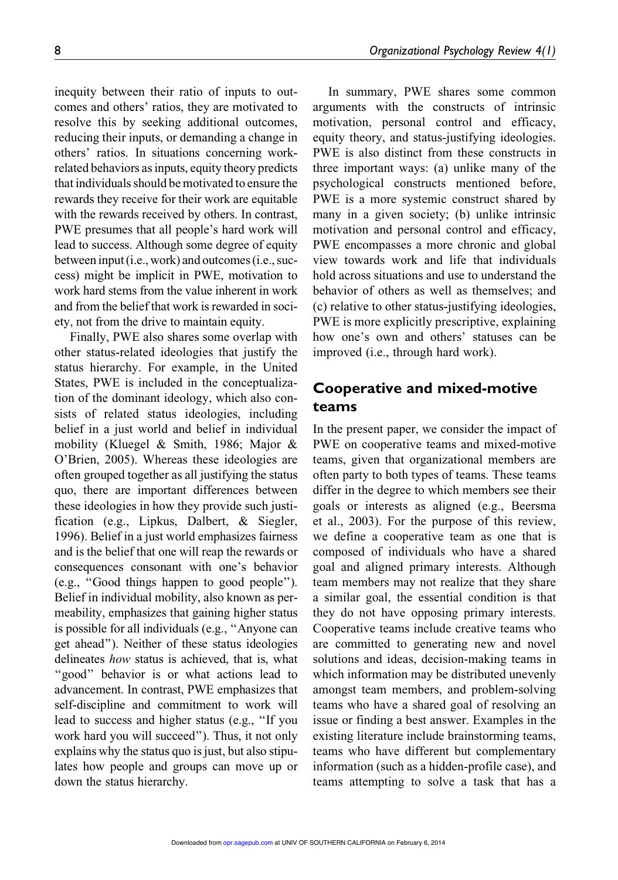inequity between their ratio of inputs to outcomes and others' ratios, they are motivated to resolve this by seeking additional outcomes, reducing their inputs, or demanding a change in others' ratios. In situations concerning work-related behaviors as inputs, equity theory predicts that individuals should be motivated to ensure the rewards they receive for their work are equitable with the rewards received by others. In contrast, PWE presumes that all people's hard work will lead to success. Although some degree of equity between input (i.e., work) and outcomes (i.e., success) might be implicit in PWE, motivation to work hard stems from the value inherent in work and from the belief that work is rewarded in society, not from the drive to maintain equity.

Finally, PWE also shares some overlap with other status-related ideologies that justify the status hierarchy. For example, in the United States, PWE is included in the conceptualization of the dominant ideology, which also consists of related status ideologies, including belief in a just world and belief in individual mobility (Kluegel & Smith, 1986; Major & O'Brien, 2005). Whereas these ideologies are often grouped together as all justifying the status quo, there are important differences between these ideologies in how they provide such justification (e.g., Lipkus, Dalbert, & Siegler, 1996). Belief in a just world emphasizes fairness and is the belief that one will reap the rewards or consequences consonant with one's behavior (e.g., "Good things happen to good people"). Belief in individual mobility, also known as permeability, emphasizes that gaining higher status is possible for all individuals (e.g., "Anyone can get ahead"). Neither of these status ideologies delineates *how* status is achieved, that is, what "good" behavior is or what actions lead to advancement. In contrast, PWE emphasizes that self-discipline and commitment to work will lead to success and higher status (e.g., "If you work hard you will succeed"). Thus, it not only explains why the status quo is just, but also stipulates how people and groups can move up or down the status hierarchy.

In summary, PWE shares some common arguments with the constructs of intrinsic motivation, personal control and efficacy, equity theory, and status-justifying ideologies. PWE is also distinct from these constructs in three important ways: (a) unlike many of the psychological constructs mentioned before, PWE is a more systemic construct shared by many in a given society; (b) unlike intrinsic motivation and personal control and efficacy, PWE encompasses a more chronic and global view towards work and life that individuals hold across situations and use to understand the behavior of others as well as themselves; and (c) relative to other status-justifying ideologies, PWE is more explicitly prescriptive, explaining how one's own and others' statuses can be improved (i.e., through hard work).

## Cooperative and mixed-motive teams

In the present paper, we consider the impact of PWE on cooperative teams and mixed-motive teams, given that organizational members are often party to both types of teams. These teams differ in the degree to which members see their goals or interests as aligned (e.g., Beersma et al., 2003). For the purpose of this review, we define a cooperative team as one that is composed of individuals who have a shared goal and aligned primary interests. Although team members may not realize that they share a similar goal, the essential condition is that they do not have opposing primary interests. Cooperative teams include creative teams who are committed to generating new and novel solutions and ideas, decision-making teams in which information may be distributed unevenly amongst team members, and problem-solving teams who have a shared goal of resolving an issue or finding a best answer. Examples in the existing literature include brainstorming teams, teams who have different but complementary information (such as a hidden-profile case), and teams attempting to solve a task that has a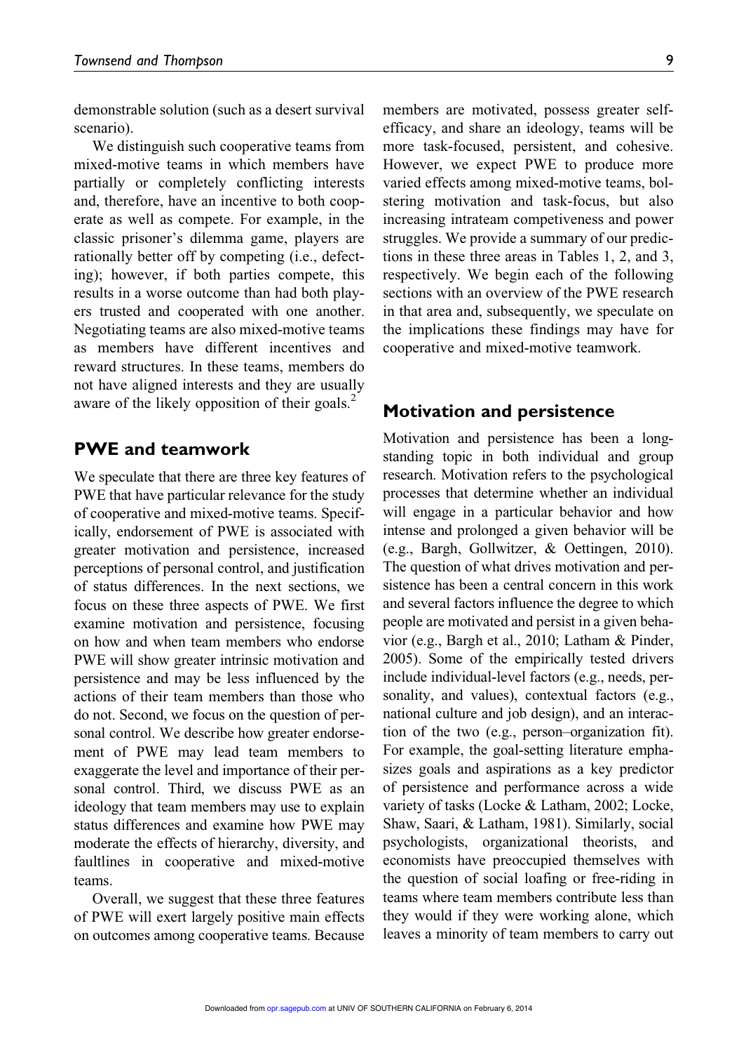demonstrable solution (such as a desert survival scenario).

We distinguish such cooperative teams from mixed-motive teams in which members have partially or completely conflicting interests and, therefore, have an incentive to both cooperate as well as compete. For example, in the classic prisoner's dilemma game, players are rationally better off by competing (i.e., defecting); however, if both parties compete, this results in a worse outcome than had both players trusted and cooperated with one another. Negotiating teams are also mixed-motive teams as members have different incentives and reward structures. In these teams, members do not have aligned interests and they are usually aware of the likely opposition of their goals.[2]

## PWE and teamwork

We speculate that there are three key features of PWE that have particular relevance for the study of cooperative and mixed-motive teams. Specifically, endorsement of PWE is associated with greater motivation and persistence, increased perceptions of personal control, and justification of status differences. In the next sections, we focus on these three aspects of PWE. We first examine motivation and persistence, focusing on how and when team members who endorse PWE will show greater intrinsic motivation and persistence and may be less influenced by the actions of their team members than those who do not. Second, we focus on the question of personal control. We describe how greater endorsement of PWE may lead team members to exaggerate the level and importance of their personal control. Third, we discuss PWE as an ideology that team members may use to explain status differences and examine how PWE may moderate the effects of hierarchy, diversity, and faultlines in cooperative and mixed-motive teams.

Overall, we suggest that these three features of PWE will exert largely positive main effects on outcomes among cooperative teams. Because members are motivated, possess greater self-efficacy, and share an ideology, teams will be more task-focused, persistent, and cohesive. However, we expect PWE to produce more varied effects among mixed-motive teams, bolstering motivation and task-focus, but also increasing intrateam competiveness and power struggles. We provide a summary of our predictions in these three areas in Tables 1, 2, and 3, respectively. We begin each of the following sections with an overview of the PWE research in that area and, subsequently, we speculate on the implications these findings may have for cooperative and mixed-motive teamwork.

## Motivation and persistence

Motivation and persistence has been a longstanding topic in both individual and group research. Motivation refers to the psychological processes that determine whether an individual will engage in a particular behavior and how intense and prolonged a given behavior will be (e.g., Bargh, Gollwitzer, & Oettingen, 2010). The question of what drives motivation and persistence has been a central concern in this work and several factors influence the degree to which people are motivated and persist in a given behavior (e.g., Bargh et al., 2010; Latham & Pinder, 2005). Some of the empirically tested drivers include individual-level factors (e.g., needs, personality, and values), contextual factors (e.g., national culture and job design), and an interaction of the two (e.g., person–organization fit). For example, the goal-setting literature emphasizes goals and aspirations as a key predictor of persistence and performance across a wide variety of tasks (Locke & Latham, 2002; Locke, Shaw, Saari, & Latham, 1981). Similarly, social psychologists, organizational theorists, and economists have preoccupied themselves with the question of social loafing or free-riding in teams where team members contribute less than they would if they were working alone, which leaves a minority of team members to carry out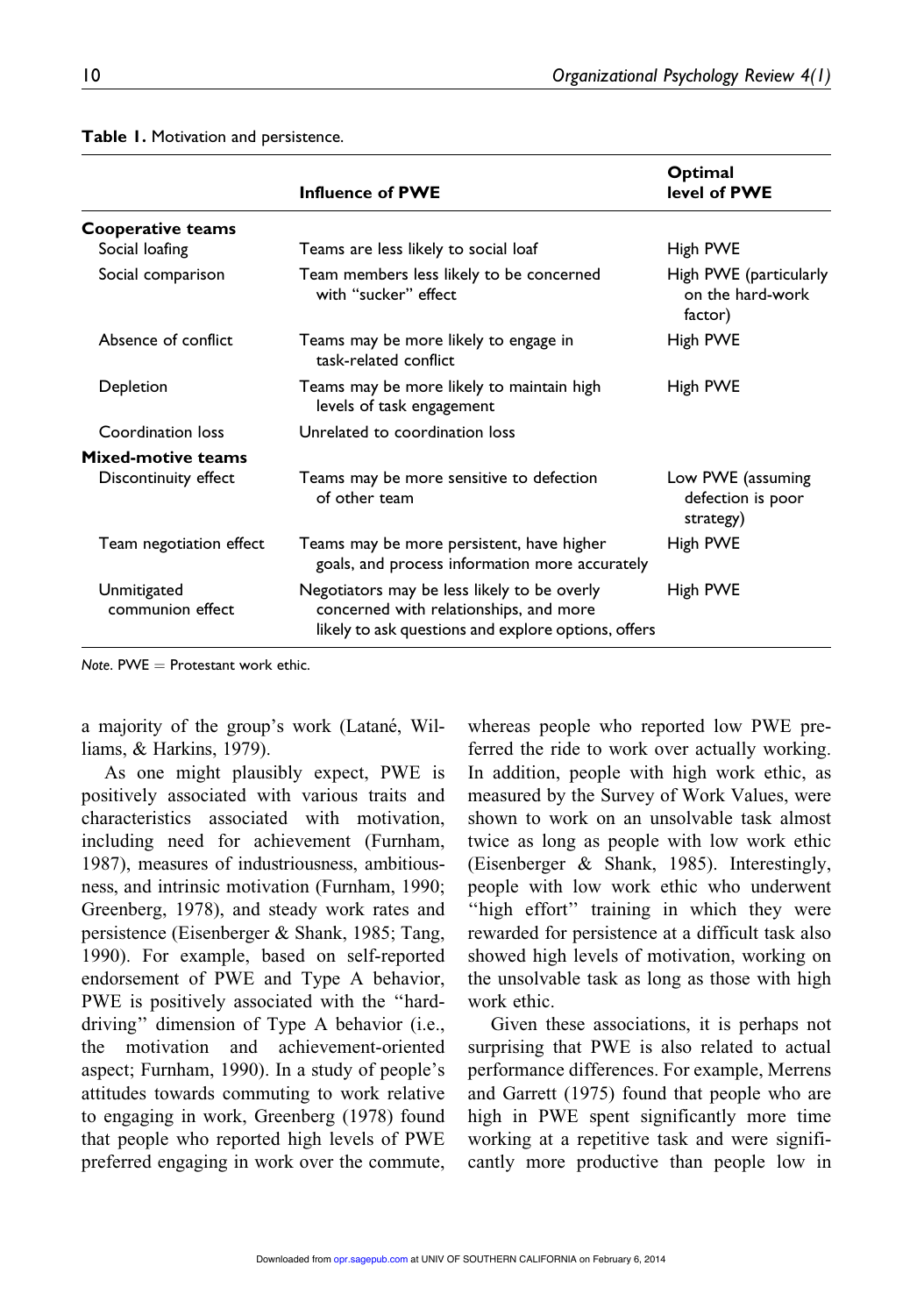**Table 1.** Motivation and persistence.

| | Influence of PWE | Optimal level of PWE |
|---|---|---|
| **Cooperative teams** | | |
| Social loafing | Teams are less likely to social loaf | High PWE |
| Social comparison | Team members less likely to be concerned with "sucker" effect | High PWE (particularly on the hard-work factor) |
| Absence of conflict | Teams may be more likely to engage in task-related conflict | High PWE |
| Depletion | Teams may be more likely to maintain high levels of task engagement | High PWE |
| Coordination loss | Unrelated to coordination loss | |
| **Mixed-motive teams** | | |
| Discontinuity effect | Teams may be more sensitive to defection of other team | Low PWE (assuming defection is poor strategy) |
| Team negotiation effect | Teams may be more persistent, have higher goals, and process information more accurately | High PWE |
| Unmitigated communion effect | Negotiators may be less likely to be overly concerned with relationships, and more likely to ask questions and explore options, offers | High PWE |

*Note.* PWE = Protestant work ethic.

a majority of the group's work (Latané, Williams, & Harkins, 1979).

As one might plausibly expect, PWE is positively associated with various traits and characteristics associated with motivation, including need for achievement (Furnham, 1987), measures of industriousness, ambitiousness, and intrinsic motivation (Furnham, 1990; Greenberg, 1978), and steady work rates and persistence (Eisenberger & Shank, 1985; Tang, 1990). For example, based on self-reported endorsement of PWE and Type A behavior, PWE is positively associated with the "hard-driving" dimension of Type A behavior (i.e., the motivation and achievement-oriented aspect; Furnham, 1990). In a study of people's attitudes towards commuting to work relative to engaging in work, Greenberg (1978) found that people who reported high levels of PWE preferred engaging in work over the commute, whereas people who reported low PWE preferred the ride to work over actually working. In addition, people with high work ethic, as measured by the Survey of Work Values, were shown to work on an unsolvable task almost twice as long as people with low work ethic (Eisenberger & Shank, 1985). Interestingly, people with low work ethic who underwent "high effort" training in which they were rewarded for persistence at a difficult task also showed high levels of motivation, working on the unsolvable task as long as those with high work ethic.

Given these associations, it is perhaps not surprising that PWE is also related to actual performance differences. For example, Merrens and Garrett (1975) found that people who are high in PWE spent significantly more time working at a repetitive task and were significantly more productive than people low in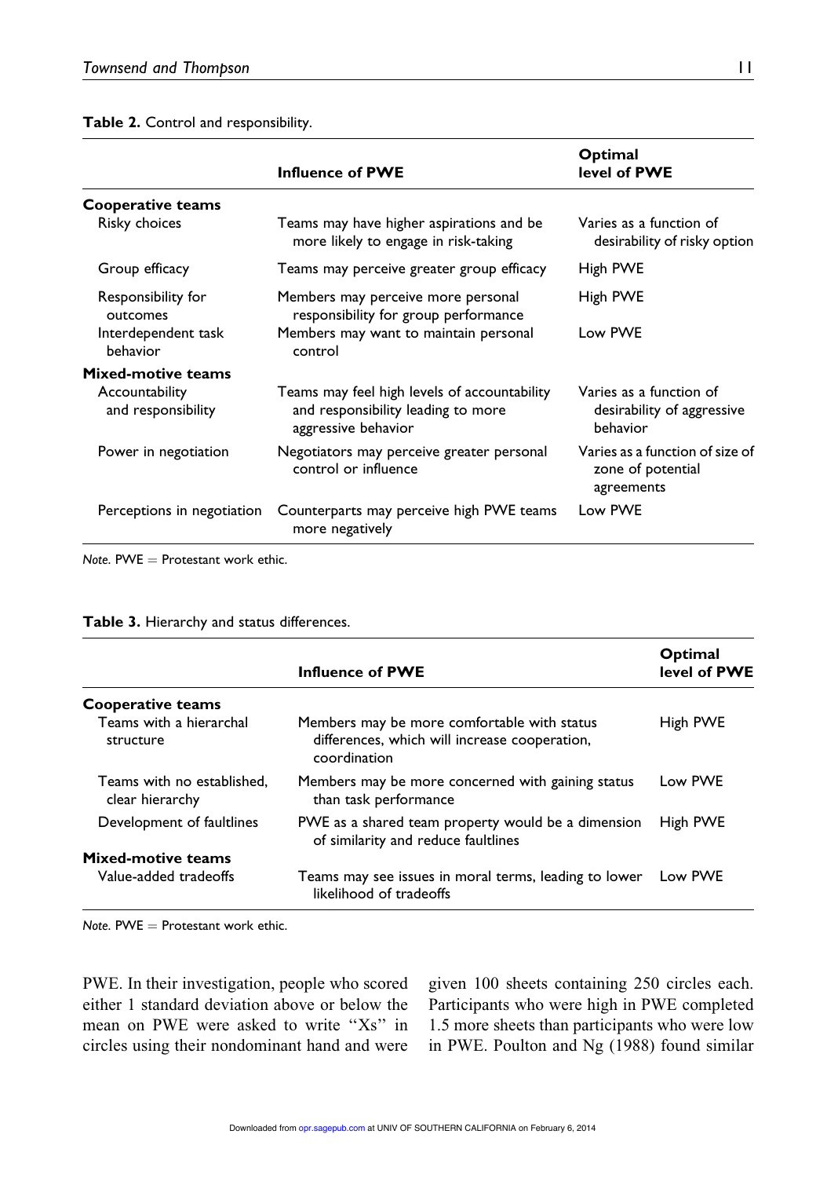**Table 2.** Control and responsibility.

| | Influence of PWE | Optimal level of PWE |
|---|---|---|
| **Cooperative teams** | | |
| Risky choices | Teams may have higher aspirations and be more likely to engage in risk-taking | Varies as a function of desirability of risky option |
| Group efficacy | Teams may perceive greater group efficacy | High PWE |
| Responsibility for outcomes | Members may perceive more personal responsibility for group performance | High PWE |
| Interdependent task behavior | Members may want to maintain personal control | Low PWE |
| **Mixed-motive teams** | | |
| Accountability and responsibility | Teams may feel high levels of accountability and responsibility leading to more aggressive behavior | Varies as a function of desirability of aggressive behavior |
| Power in negotiation | Negotiators may perceive greater personal control or influence | Varies as a function of size of zone of potential agreements |
| Perceptions in negotiation | Counterparts may perceive high PWE teams more negatively | Low PWE |

*Note.* PWE = Protestant work ethic.

**Table 3.** Hierarchy and status differences.

| | Influence of PWE | Optimal level of PWE |
|---|---|---|
| **Cooperative teams** | | |
| Teams with a hierarchal structure | Members may be more comfortable with status differences, which will increase cooperation, coordination | High PWE |
| Teams with no established, clear hierarchy | Members may be more concerned with gaining status than task performance | Low PWE |
| Development of faultlines | PWE as a shared team property would be a dimension of similarity and reduce faultlines | High PWE |
| **Mixed-motive teams** | | |
| Value-added tradeoffs | Teams may see issues in moral terms, leading to lower likelihood of tradeoffs | Low PWE |

*Note.* PWE = Protestant work ethic.

PWE. In their investigation, people who scored either 1 standard deviation above or below the mean on PWE were asked to write "Xs" in circles using their nondominant hand and were given 100 sheets containing 250 circles each. Participants who were high in PWE completed 1.5 more sheets than participants who were low in PWE. Poulton and Ng (1988) found similar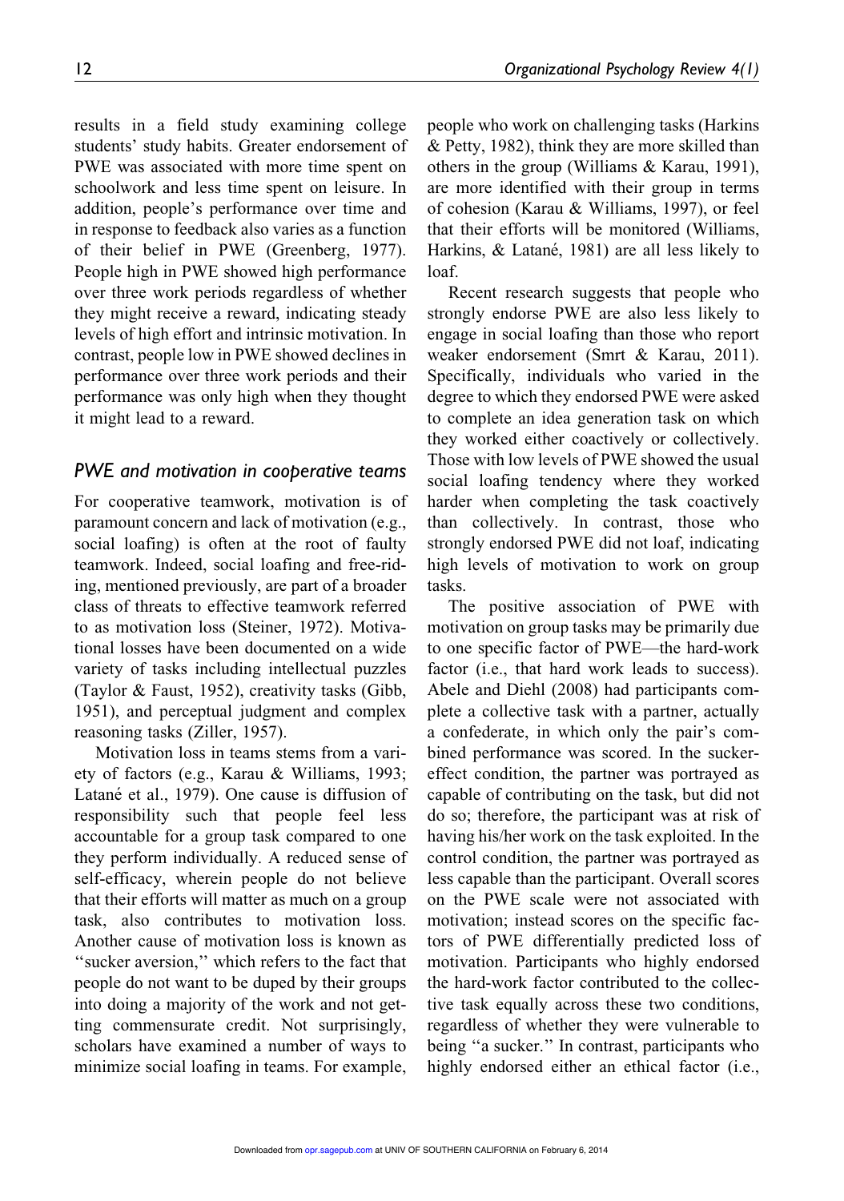results in a field study examining college students' study habits. Greater endorsement of PWE was associated with more time spent on schoolwork and less time spent on leisure. In addition, people's performance over time and in response to feedback also varies as a function of their belief in PWE (Greenberg, 1977). People high in PWE showed high performance over three work periods regardless of whether they might receive a reward, indicating steady levels of high effort and intrinsic motivation. In contrast, people low in PWE showed declines in performance over three work periods and their performance was only high when they thought it might lead to a reward.

## *PWE and motivation in cooperative teams*

For cooperative teamwork, motivation is of paramount concern and lack of motivation (e.g., social loafing) is often at the root of faulty teamwork. Indeed, social loafing and free-riding, mentioned previously, are part of a broader class of threats to effective teamwork referred to as motivation loss (Steiner, 1972). Motivational losses have been documented on a wide variety of tasks including intellectual puzzles (Taylor & Faust, 1952), creativity tasks (Gibb, 1951), and perceptual judgment and complex reasoning tasks (Ziller, 1957).

Motivation loss in teams stems from a variety of factors (e.g., Karau & Williams, 1993; Latané et al., 1979). One cause is diffusion of responsibility such that people feel less accountable for a group task compared to one they perform individually. A reduced sense of self-efficacy, wherein people do not believe that their efforts will matter as much on a group task, also contributes to motivation loss. Another cause of motivation loss is known as ''sucker aversion,'' which refers to the fact that people do not want to be duped by their groups into doing a majority of the work and not getting commensurate credit. Not surprisingly, scholars have examined a number of ways to minimize social loafing in teams. For example, people who work on challenging tasks (Harkins & Petty, 1982), think they are more skilled than others in the group (Williams & Karau, 1991), are more identified with their group in terms of cohesion (Karau & Williams, 1997), or feel that their efforts will be monitored (Williams, Harkins, & Latané, 1981) are all less likely to loaf.

Recent research suggests that people who strongly endorse PWE are also less likely to engage in social loafing than those who report weaker endorsement (Smrt & Karau, 2011). Specifically, individuals who varied in the degree to which they endorsed PWE were asked to complete an idea generation task on which they worked either coactively or collectively. Those with low levels of PWE showed the usual social loafing tendency where they worked harder when completing the task coactively than collectively. In contrast, those who strongly endorsed PWE did not loaf, indicating high levels of motivation to work on group tasks.

The positive association of PWE with motivation on group tasks may be primarily due to one specific factor of PWE—the hard-work factor (i.e., that hard work leads to success). Abele and Diehl (2008) had participants complete a collective task with a partner, actually a confederate, in which only the pair's combined performance was scored. In the sucker-effect condition, the partner was portrayed as capable of contributing on the task, but did not do so; therefore, the participant was at risk of having his/her work on the task exploited. In the control condition, the partner was portrayed as less capable than the participant. Overall scores on the PWE scale were not associated with motivation; instead scores on the specific factors of PWE differentially predicted loss of motivation. Participants who highly endorsed the hard-work factor contributed to the collective task equally across these two conditions, regardless of whether they were vulnerable to being ''a sucker.'' In contrast, participants who highly endorsed either an ethical factor (i.e.,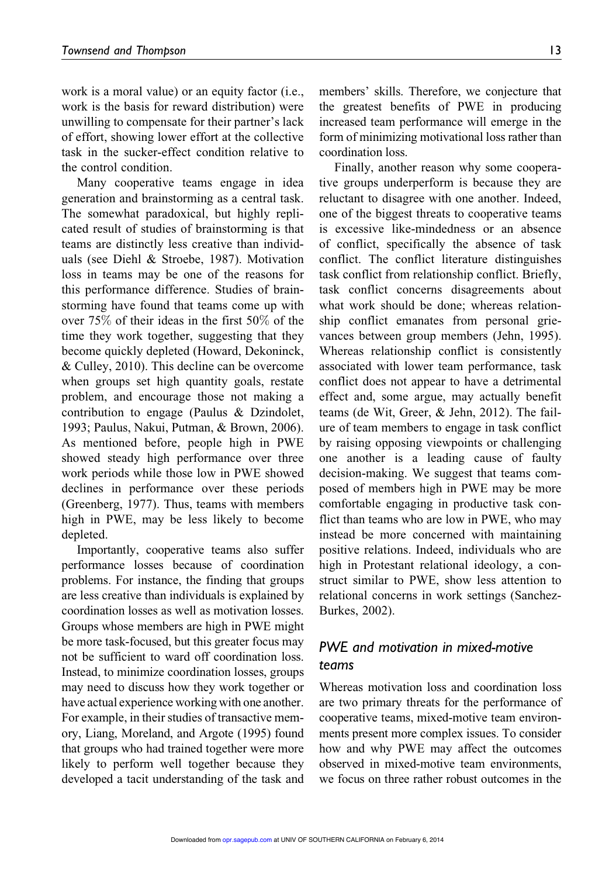work is a moral value) or an equity factor (i.e., work is the basis for reward distribution) were unwilling to compensate for their partner's lack of effort, showing lower effort at the collective task in the sucker-effect condition relative to the control condition.

Many cooperative teams engage in idea generation and brainstorming as a central task. The somewhat paradoxical, but highly replicated result of studies of brainstorming is that teams are distinctly less creative than individuals (see Diehl & Stroebe, 1987). Motivation loss in teams may be one of the reasons for this performance difference. Studies of brainstorming have found that teams come up with over 75% of their ideas in the first 50% of the time they work together, suggesting that they become quickly depleted (Howard, Dekoninck, & Culley, 2010). This decline can be overcome when groups set high quantity goals, restate problem, and encourage those not making a contribution to engage (Paulus & Dzindolet, 1993; Paulus, Nakui, Putman, & Brown, 2006). As mentioned before, people high in PWE showed steady high performance over three work periods while those low in PWE showed declines in performance over these periods (Greenberg, 1977). Thus, teams with members high in PWE, may be less likely to become depleted.

Importantly, cooperative teams also suffer performance losses because of coordination problems. For instance, the finding that groups are less creative than individuals is explained by coordination losses as well as motivation losses. Groups whose members are high in PWE might be more task-focused, but this greater focus may not be sufficient to ward off coordination loss. Instead, to minimize coordination losses, groups may need to discuss how they work together or have actual experience working with one another. For example, in their studies of transactive memory, Liang, Moreland, and Argote (1995) found that groups who had trained together were more likely to perform well together because they developed a tacit understanding of the task and members' skills. Therefore, we conjecture that the greatest benefits of PWE in producing increased team performance will emerge in the form of minimizing motivational loss rather than coordination loss.

Finally, another reason why some cooperative groups underperform is because they are reluctant to disagree with one another. Indeed, one of the biggest threats to cooperative teams is excessive like-mindedness or an absence of conflict, specifically the absence of task conflict. The conflict literature distinguishes task conflict from relationship conflict. Briefly, task conflict concerns disagreements about what work should be done; whereas relationship conflict emanates from personal grievances between group members (Jehn, 1995). Whereas relationship conflict is consistently associated with lower team performance, task conflict does not appear to have a detrimental effect and, some argue, may actually benefit teams (de Wit, Greer, & Jehn, 2012). The failure of team members to engage in task conflict by raising opposing viewpoints or challenging one another is a leading cause of faulty decision-making. We suggest that teams composed of members high in PWE may be more comfortable engaging in productive task conflict than teams who are low in PWE, who may instead be more concerned with maintaining positive relations. Indeed, individuals who are high in Protestant relational ideology, a construct similar to PWE, show less attention to relational concerns in work settings (Sanchez-Burkes, 2002).

## PWE and motivation in mixed-motive teams

Whereas motivation loss and coordination loss are two primary threats for the performance of cooperative teams, mixed-motive team environments present more complex issues. To consider how and why PWE may affect the outcomes observed in mixed-motive team environments, we focus on three rather robust outcomes in the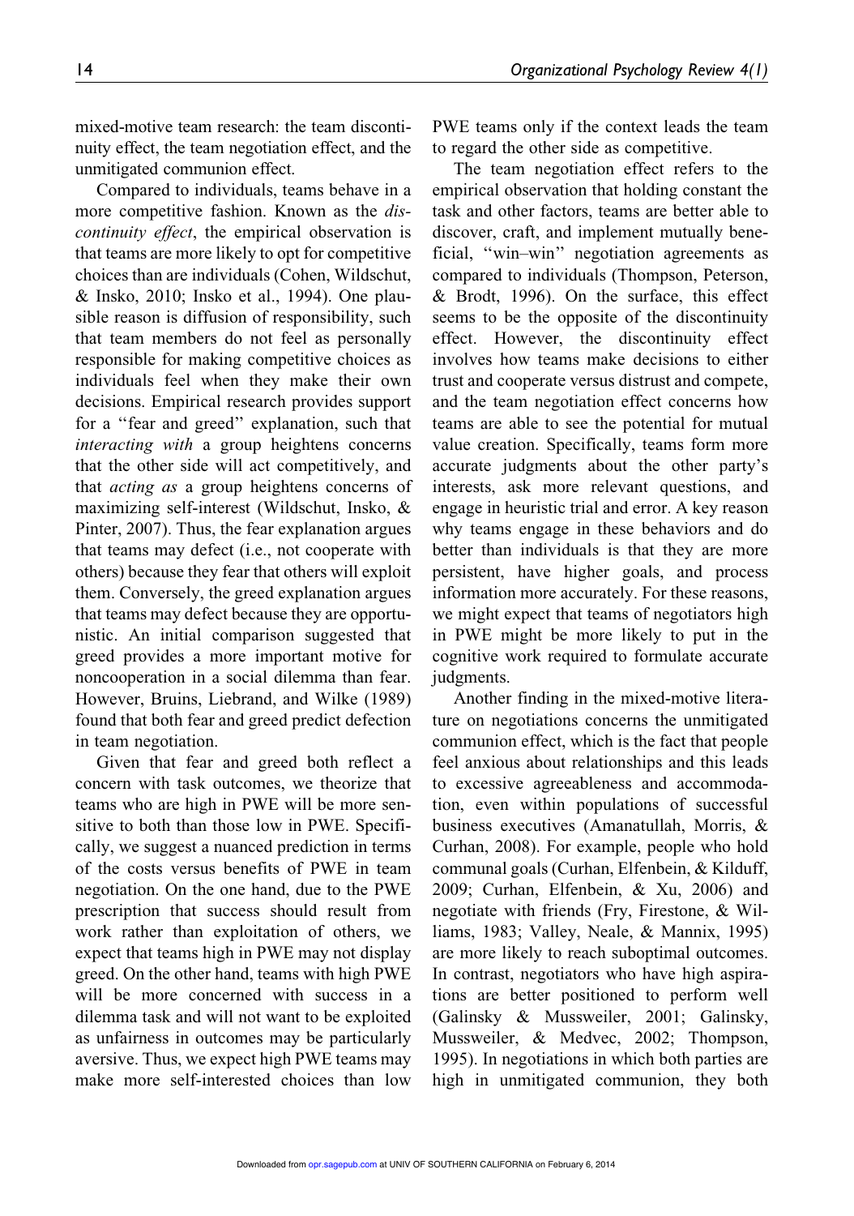mixed-motive team research: the team discontinuity effect, the team negotiation effect, and the unmitigated communion effect.

Compared to individuals, teams behave in a more competitive fashion. Known as the *discontinuity effect*, the empirical observation is that teams are more likely to opt for competitive choices than are individuals (Cohen, Wildschut, & Insko, 2010; Insko et al., 1994). One plausible reason is diffusion of responsibility, such that team members do not feel as personally responsible for making competitive choices as individuals feel when they make their own decisions. Empirical research provides support for a ''fear and greed'' explanation, such that *interacting with* a group heightens concerns that the other side will act competitively, and that *acting as* a group heightens concerns of maximizing self-interest (Wildschut, Insko, & Pinter, 2007). Thus, the fear explanation argues that teams may defect (i.e., not cooperate with others) because they fear that others will exploit them. Conversely, the greed explanation argues that teams may defect because they are opportunistic. An initial comparison suggested that greed provides a more important motive for noncooperation in a social dilemma than fear. However, Bruins, Liebrand, and Wilke (1989) found that both fear and greed predict defection in team negotiation.

Given that fear and greed both reflect a concern with task outcomes, we theorize that teams who are high in PWE will be more sensitive to both than those low in PWE. Specifically, we suggest a nuanced prediction in terms of the costs versus benefits of PWE in team negotiation. On the one hand, due to the PWE prescription that success should result from work rather than exploitation of others, we expect that teams high in PWE may not display greed. On the other hand, teams with high PWE will be more concerned with success in a dilemma task and will not want to be exploited as unfairness in outcomes may be particularly aversive. Thus, we expect high PWE teams may make more self-interested choices than low PWE teams only if the context leads the team to regard the other side as competitive.

The team negotiation effect refers to the empirical observation that holding constant the task and other factors, teams are better able to discover, craft, and implement mutually beneficial, ''win–win'' negotiation agreements as compared to individuals (Thompson, Peterson, & Brodt, 1996). On the surface, this effect seems to be the opposite of the discontinuity effect. However, the discontinuity effect involves how teams make decisions to either trust and cooperate versus distrust and compete, and the team negotiation effect concerns how teams are able to see the potential for mutual value creation. Specifically, teams form more accurate judgments about the other party's interests, ask more relevant questions, and engage in heuristic trial and error. A key reason why teams engage in these behaviors and do better than individuals is that they are more persistent, have higher goals, and process information more accurately. For these reasons, we might expect that teams of negotiators high in PWE might be more likely to put in the cognitive work required to formulate accurate judgments.

Another finding in the mixed-motive literature on negotiations concerns the unmitigated communion effect, which is the fact that people feel anxious about relationships and this leads to excessive agreeableness and accommodation, even within populations of successful business executives (Amanatullah, Morris, & Curhan, 2008). For example, people who hold communal goals (Curhan, Elfenbein, & Kilduff, 2009; Curhan, Elfenbein, & Xu, 2006) and negotiate with friends (Fry, Firestone, & Williams, 1983; Valley, Neale, & Mannix, 1995) are more likely to reach suboptimal outcomes. In contrast, negotiators who have high aspirations are better positioned to perform well (Galinsky & Mussweiler, 2001; Galinsky, Mussweiler, & Medvec, 2002; Thompson, 1995). In negotiations in which both parties are high in unmitigated communion, they both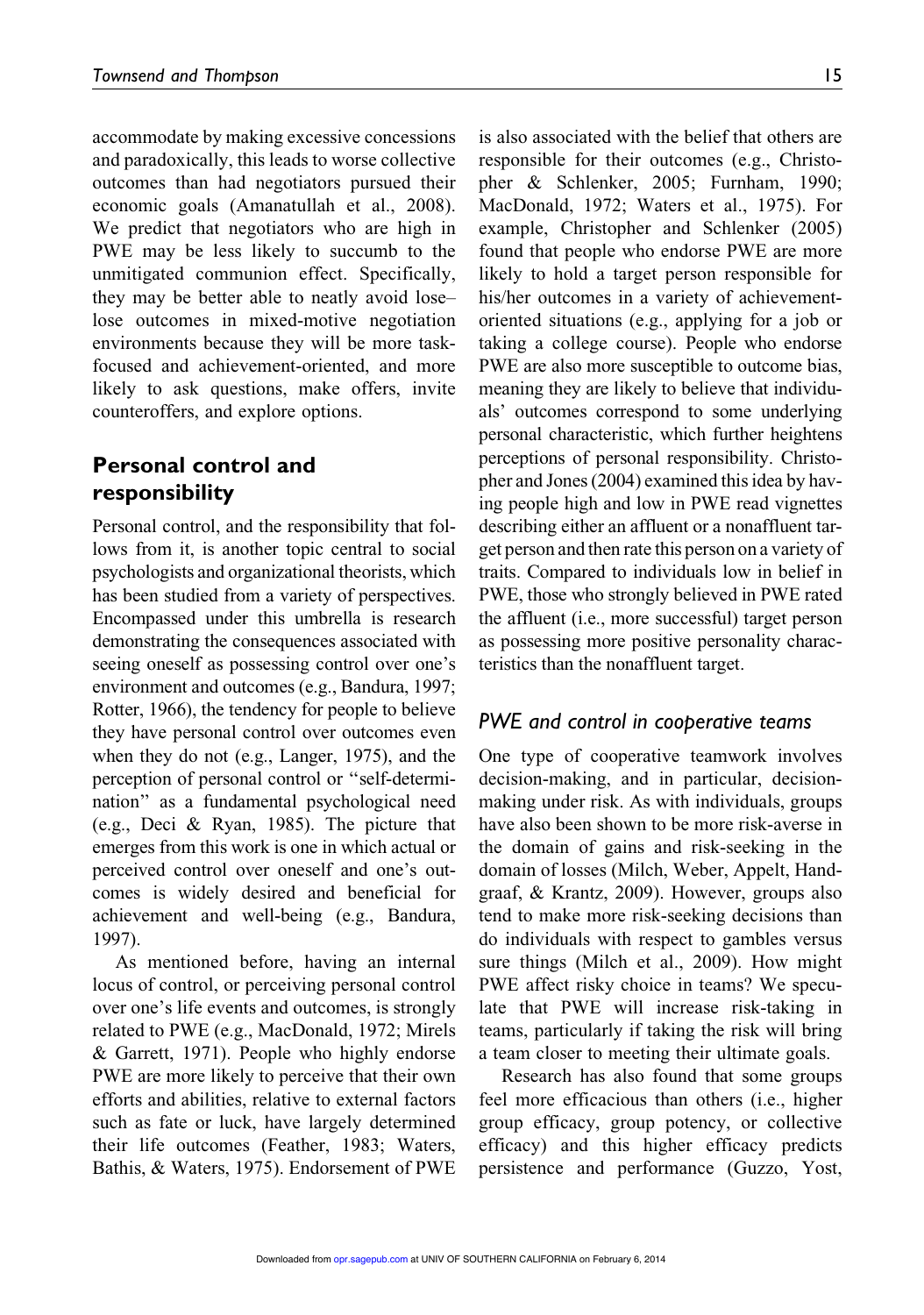accommodate by making excessive concessions and paradoxically, this leads to worse collective outcomes than had negotiators pursued their economic goals (Amanatullah et al., 2008). We predict that negotiators who are high in PWE may be less likely to succumb to the unmitigated communion effect. Specifically, they may be better able to neatly avoid lose–lose outcomes in mixed-motive negotiation environments because they will be more task-focused and achievement-oriented, and more likely to ask questions, make offers, invite counteroffers, and explore options.

## Personal control and responsibility

Personal control, and the responsibility that follows from it, is another topic central to social psychologists and organizational theorists, which has been studied from a variety of perspectives. Encompassed under this umbrella is research demonstrating the consequences associated with seeing oneself as possessing control over one's environment and outcomes (e.g., Bandura, 1997; Rotter, 1966), the tendency for people to believe they have personal control over outcomes even when they do not (e.g., Langer, 1975), and the perception of personal control or "self-determination" as a fundamental psychological need (e.g., Deci & Ryan, 1985). The picture that emerges from this work is one in which actual or perceived control over oneself and one's outcomes is widely desired and beneficial for achievement and well-being (e.g., Bandura, 1997).

As mentioned before, having an internal locus of control, or perceiving personal control over one's life events and outcomes, is strongly related to PWE (e.g., MacDonald, 1972; Mirels & Garrett, 1971). People who highly endorse PWE are more likely to perceive that their own efforts and abilities, relative to external factors such as fate or luck, have largely determined their life outcomes (Feather, 1983; Waters, Bathis, & Waters, 1975). Endorsement of PWE is also associated with the belief that others are responsible for their outcomes (e.g., Christopher & Schlenker, 2005; Furnham, 1990; MacDonald, 1972; Waters et al., 1975). For example, Christopher and Schlenker (2005) found that people who endorse PWE are more likely to hold a target person responsible for his/her outcomes in a variety of achievement-oriented situations (e.g., applying for a job or taking a college course). People who endorse PWE are also more susceptible to outcome bias, meaning they are likely to believe that individuals' outcomes correspond to some underlying personal characteristic, which further heightens perceptions of personal responsibility. Christopher and Jones (2004) examined this idea by having people high and low in PWE read vignettes describing either an affluent or a nonaffluent target person and then rate this person on a variety of traits. Compared to individuals low in belief in PWE, those who strongly believed in PWE rated the affluent (i.e., more successful) target person as possessing more positive personality characteristics than the nonaffluent target.

### *PWE and control in cooperative teams*

One type of cooperative teamwork involves decision-making, and in particular, decision-making under risk. As with individuals, groups have also been shown to be more risk-averse in the domain of gains and risk-seeking in the domain of losses (Milch, Weber, Appelt, Handgraaf, & Krantz, 2009). However, groups also tend to make more risk-seeking decisions than do individuals with respect to gambles versus sure things (Milch et al., 2009). How might PWE affect risky choice in teams? We speculate that PWE will increase risk-taking in teams, particularly if taking the risk will bring a team closer to meeting their ultimate goals.

Research has also found that some groups feel more efficacious than others (i.e., higher group efficacy, group potency, or collective efficacy) and this higher efficacy predicts persistence and performance (Guzzo, Yost,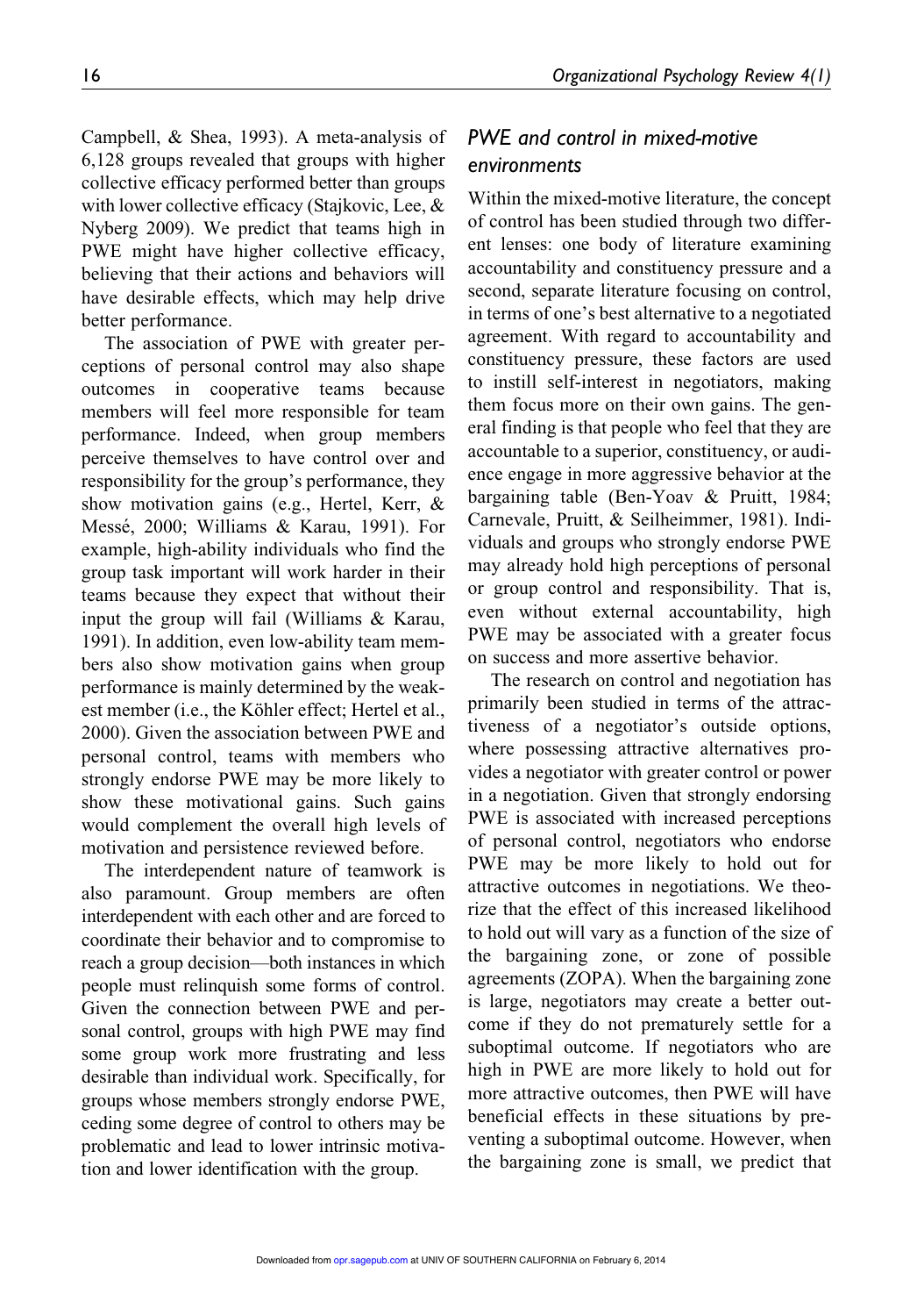Campbell, & Shea, 1993). A meta-analysis of 6,128 groups revealed that groups with higher collective efficacy performed better than groups with lower collective efficacy (Stajkovic, Lee, & Nyberg 2009). We predict that teams high in PWE might have higher collective efficacy, believing that their actions and behaviors will have desirable effects, which may help drive better performance.

The association of PWE with greater perceptions of personal control may also shape outcomes in cooperative teams because members will feel more responsible for team performance. Indeed, when group members perceive themselves to have control over and responsibility for the group's performance, they show motivation gains (e.g., Hertel, Kerr, & Messé, 2000; Williams & Karau, 1991). For example, high-ability individuals who find the group task important will work harder in their teams because they expect that without their input the group will fail (Williams & Karau, 1991). In addition, even low-ability team members also show motivation gains when group performance is mainly determined by the weakest member (i.e., the Köhler effect; Hertel et al., 2000). Given the association between PWE and personal control, teams with members who strongly endorse PWE may be more likely to show these motivational gains. Such gains would complement the overall high levels of motivation and persistence reviewed before.

The interdependent nature of teamwork is also paramount. Group members are often interdependent with each other and are forced to coordinate their behavior and to compromise to reach a group decision—both instances in which people must relinquish some forms of control. Given the connection between PWE and personal control, groups with high PWE may find some group work more frustrating and less desirable than individual work. Specifically, for groups whose members strongly endorse PWE, ceding some degree of control to others may be problematic and lead to lower intrinsic motivation and lower identification with the group.

### *PWE and control in mixed-motive environments*

Within the mixed-motive literature, the concept of control has been studied through two different lenses: one body of literature examining accountability and constituency pressure and a second, separate literature focusing on control, in terms of one's best alternative to a negotiated agreement. With regard to accountability and constituency pressure, these factors are used to instill self-interest in negotiators, making them focus more on their own gains. The general finding is that people who feel that they are accountable to a superior, constituency, or audience engage in more aggressive behavior at the bargaining table (Ben-Yoav & Pruitt, 1984; Carnevale, Pruitt, & Seilheimmer, 1981). Individuals and groups who strongly endorse PWE may already hold high perceptions of personal or group control and responsibility. That is, even without external accountability, high PWE may be associated with a greater focus on success and more assertive behavior.

The research on control and negotiation has primarily been studied in terms of the attractiveness of a negotiator's outside options, where possessing attractive alternatives provides a negotiator with greater control or power in a negotiation. Given that strongly endorsing PWE is associated with increased perceptions of personal control, negotiators who endorse PWE may be more likely to hold out for attractive outcomes in negotiations. We theorize that the effect of this increased likelihood to hold out will vary as a function of the size of the bargaining zone, or zone of possible agreements (ZOPA). When the bargaining zone is large, negotiators may create a better outcome if they do not prematurely settle for a suboptimal outcome. If negotiators who are high in PWE are more likely to hold out for more attractive outcomes, then PWE will have beneficial effects in these situations by preventing a suboptimal outcome. However, when the bargaining zone is small, we predict that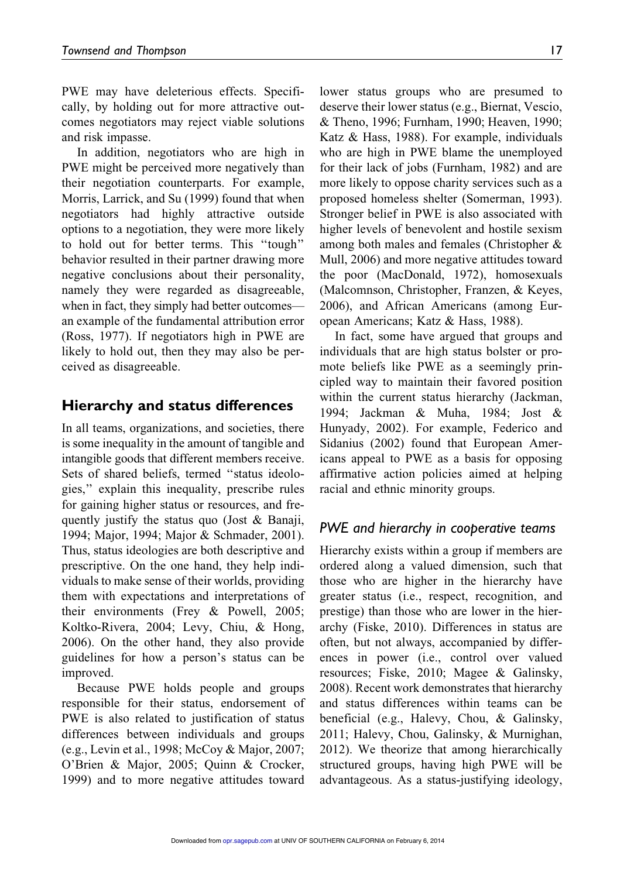PWE may have deleterious effects. Specifically, by holding out for more attractive outcomes negotiators may reject viable solutions and risk impasse.

In addition, negotiators who are high in PWE might be perceived more negatively than their negotiation counterparts. For example, Morris, Larrick, and Su (1999) found that when negotiators had highly attractive outside options to a negotiation, they were more likely to hold out for better terms. This "tough" behavior resulted in their partner drawing more negative conclusions about their personality, namely they were regarded as disagreeable, when in fact, they simply had better outcomes—an example of the fundamental attribution error (Ross, 1977). If negotiators high in PWE are likely to hold out, then they may also be perceived as disagreeable.

## Hierarchy and status differences

In all teams, organizations, and societies, there is some inequality in the amount of tangible and intangible goods that different members receive. Sets of shared beliefs, termed "status ideologies," explain this inequality, prescribe rules for gaining higher status or resources, and frequently justify the status quo (Jost & Banaji, 1994; Major, 1994; Major & Schmader, 2001). Thus, status ideologies are both descriptive and prescriptive. On the one hand, they help individuals to make sense of their worlds, providing them with expectations and interpretations of their environments (Frey & Powell, 2005; Koltko-Rivera, 2004; Levy, Chiu, & Hong, 2006). On the other hand, they also provide guidelines for how a person's status can be improved.

Because PWE holds people and groups responsible for their status, endorsement of PWE is also related to justification of status differences between individuals and groups (e.g., Levin et al., 1998; McCoy & Major, 2007; O'Brien & Major, 2005; Quinn & Crocker, 1999) and to more negative attitudes toward lower status groups who are presumed to deserve their lower status (e.g., Biernat, Vescio, & Theno, 1996; Furnham, 1990; Heaven, 1990; Katz & Hass, 1988). For example, individuals who are high in PWE blame the unemployed for their lack of jobs (Furnham, 1982) and are more likely to oppose charity services such as a proposed homeless shelter (Somerman, 1993). Stronger belief in PWE is also associated with higher levels of benevolent and hostile sexism among both males and females (Christopher & Mull, 2006) and more negative attitudes toward the poor (MacDonald, 1972), homosexuals (Malcomnson, Christopher, Franzen, & Keyes, 2006), and African Americans (among European Americans; Katz & Hass, 1988).

In fact, some have argued that groups and individuals that are high status bolster or promote beliefs like PWE as a seemingly principled way to maintain their favored position within the current status hierarchy (Jackman, 1994; Jackman & Muha, 1984; Jost & Hunyady, 2002). For example, Federico and Sidanius (2002) found that European Americans appeal to PWE as a basis for opposing affirmative action policies aimed at helping racial and ethnic minority groups.

### *PWE and hierarchy in cooperative teams*

Hierarchy exists within a group if members are ordered along a valued dimension, such that those who are higher in the hierarchy have greater status (i.e., respect, recognition, and prestige) than those who are lower in the hierarchy (Fiske, 2010). Differences in status are often, but not always, accompanied by differences in power (i.e., control over valued resources; Fiske, 2010; Magee & Galinsky, 2008). Recent work demonstrates that hierarchy and status differences within teams can be beneficial (e.g., Halevy, Chou, & Galinsky, 2011; Halevy, Chou, Galinsky, & Murnighan, 2012). We theorize that among hierarchically structured groups, having high PWE will be advantageous. As a status-justifying ideology,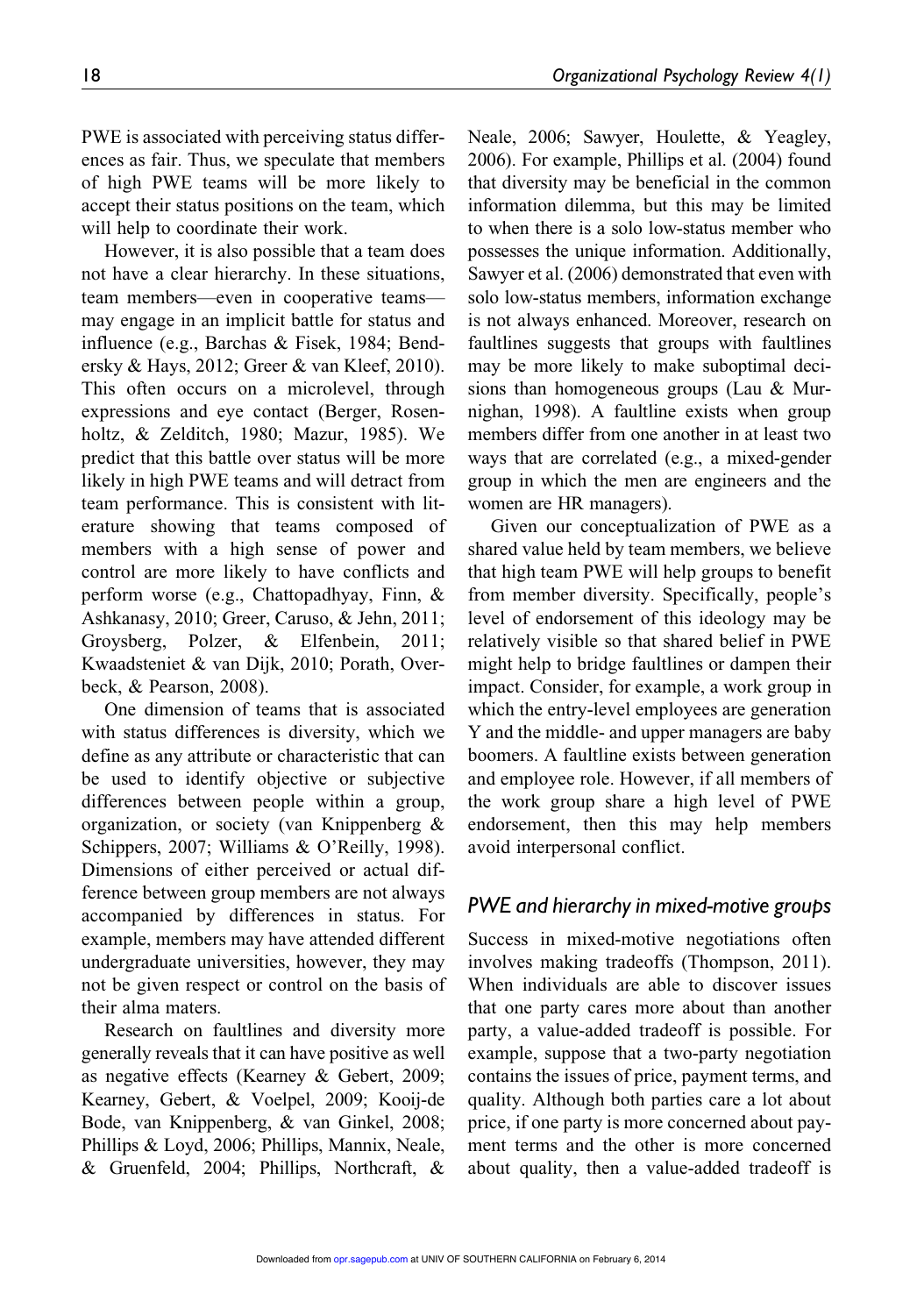PWE is associated with perceiving status differences as fair. Thus, we speculate that members of high PWE teams will be more likely to accept their status positions on the team, which will help to coordinate their work.

However, it is also possible that a team does not have a clear hierarchy. In these situations, team members—even in cooperative teams—may engage in an implicit battle for status and influence (e.g., Barchas & Fisek, 1984; Bendersky & Hays, 2012; Greer & van Kleef, 2010). This often occurs on a microlevel, through expressions and eye contact (Berger, Rosenholtz, & Zelditch, 1980; Mazur, 1985). We predict that this battle over status will be more likely in high PWE teams and will detract from team performance. This is consistent with literature showing that teams composed of members with a high sense of power and control are more likely to have conflicts and perform worse (e.g., Chattopadhyay, Finn, & Ashkanasy, 2010; Greer, Caruso, & Jehn, 2011; Groysberg, Polzer, & Elfenbein, 2011; Kwaadsteniet & van Dijk, 2010; Porath, Overbeck, & Pearson, 2008).

One dimension of teams that is associated with status differences is diversity, which we define as any attribute or characteristic that can be used to identify objective or subjective differences between people within a group, organization, or society (van Knippenberg & Schippers, 2007; Williams & O'Reilly, 1998). Dimensions of either perceived or actual difference between group members are not always accompanied by differences in status. For example, members may have attended different undergraduate universities, however, they may not be given respect or control on the basis of their alma maters.

Research on faultlines and diversity more generally reveals that it can have positive as well as negative effects (Kearney & Gebert, 2009; Kearney, Gebert, & Voelpel, 2009; Kooij-de Bode, van Knippenberg, & van Ginkel, 2008; Phillips & Loyd, 2006; Phillips, Mannix, Neale, & Gruenfeld, 2004; Phillips, Northcraft, & Neale, 2006; Sawyer, Houlette, & Yeagley, 2006). For example, Phillips et al. (2004) found that diversity may be beneficial in the common information dilemma, but this may be limited to when there is a solo low-status member who possesses the unique information. Additionally, Sawyer et al. (2006) demonstrated that even with solo low-status members, information exchange is not always enhanced. Moreover, research on faultlines suggests that groups with faultlines may be more likely to make suboptimal decisions than homogeneous groups (Lau & Murnighan, 1998). A faultline exists when group members differ from one another in at least two ways that are correlated (e.g., a mixed-gender group in which the men are engineers and the women are HR managers).

Given our conceptualization of PWE as a shared value held by team members, we believe that high team PWE will help groups to benefit from member diversity. Specifically, people's level of endorsement of this ideology may be relatively visible so that shared belief in PWE might help to bridge faultlines or dampen their impact. Consider, for example, a work group in which the entry-level employees are generation Y and the middle- and upper managers are baby boomers. A faultline exists between generation and employee role. However, if all members of the work group share a high level of PWE endorsement, then this may help members avoid interpersonal conflict.

## *PWE and hierarchy in mixed-motive groups*

Success in mixed-motive negotiations often involves making tradeoffs (Thompson, 2011). When individuals are able to discover issues that one party cares more about than another party, a value-added tradeoff is possible. For example, suppose that a two-party negotiation contains the issues of price, payment terms, and quality. Although both parties care a lot about price, if one party is more concerned about payment terms and the other is more concerned about quality, then a value-added tradeoff is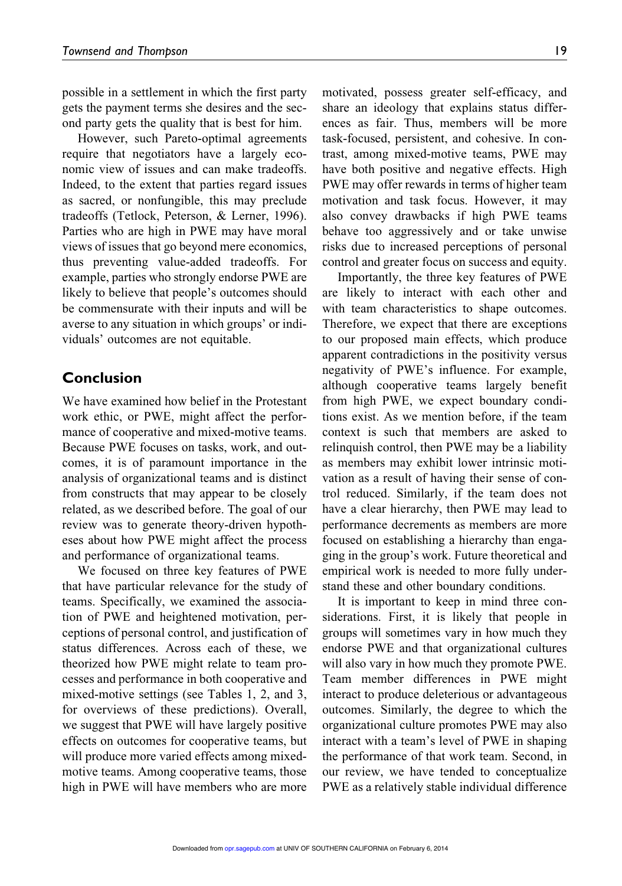possible in a settlement in which the first party gets the payment terms she desires and the second party gets the quality that is best for him.

However, such Pareto-optimal agreements require that negotiators have a largely economic view of issues and can make tradeoffs. Indeed, to the extent that parties regard issues as sacred, or nonfungible, this may preclude tradeoffs (Tetlock, Peterson, & Lerner, 1996). Parties who are high in PWE may have moral views of issues that go beyond mere economics, thus preventing value-added tradeoffs. For example, parties who strongly endorse PWE are likely to believe that people's outcomes should be commensurate with their inputs and will be averse to any situation in which groups' or individuals' outcomes are not equitable.

## Conclusion

We have examined how belief in the Protestant work ethic, or PWE, might affect the performance of cooperative and mixed-motive teams. Because PWE focuses on tasks, work, and outcomes, it is of paramount importance in the analysis of organizational teams and is distinct from constructs that may appear to be closely related, as we described before. The goal of our review was to generate theory-driven hypotheses about how PWE might affect the process and performance of organizational teams.

We focused on three key features of PWE that have particular relevance for the study of teams. Specifically, we examined the association of PWE and heightened motivation, perceptions of personal control, and justification of status differences. Across each of these, we theorized how PWE might relate to team processes and performance in both cooperative and mixed-motive settings (see Tables 1, 2, and 3, for overviews of these predictions). Overall, we suggest that PWE will have largely positive effects on outcomes for cooperative teams, but will produce more varied effects among mixed-motive teams. Among cooperative teams, those high in PWE will have members who are more motivated, possess greater self-efficacy, and share an ideology that explains status differences as fair. Thus, members will be more task-focused, persistent, and cohesive. In contrast, among mixed-motive teams, PWE may have both positive and negative effects. High PWE may offer rewards in terms of higher team motivation and task focus. However, it may also convey drawbacks if high PWE teams behave too aggressively and or take unwise risks due to increased perceptions of personal control and greater focus on success and equity.

Importantly, the three key features of PWE are likely to interact with each other and with team characteristics to shape outcomes. Therefore, we expect that there are exceptions to our proposed main effects, which produce apparent contradictions in the positivity versus negativity of PWE's influence. For example, although cooperative teams largely benefit from high PWE, we expect boundary conditions exist. As we mention before, if the team context is such that members are asked to relinquish control, then PWE may be a liability as members may exhibit lower intrinsic motivation as a result of having their sense of control reduced. Similarly, if the team does not have a clear hierarchy, then PWE may lead to performance decrements as members are more focused on establishing a hierarchy than engaging in the group's work. Future theoretical and empirical work is needed to more fully understand these and other boundary conditions.

It is important to keep in mind three considerations. First, it is likely that people in groups will sometimes vary in how much they endorse PWE and that organizational cultures will also vary in how much they promote PWE. Team member differences in PWE might interact to produce deleterious or advantageous outcomes. Similarly, the degree to which the organizational culture promotes PWE may also interact with a team's level of PWE in shaping the performance of that work team. Second, in our review, we have tended to conceptualize PWE as a relatively stable individual difference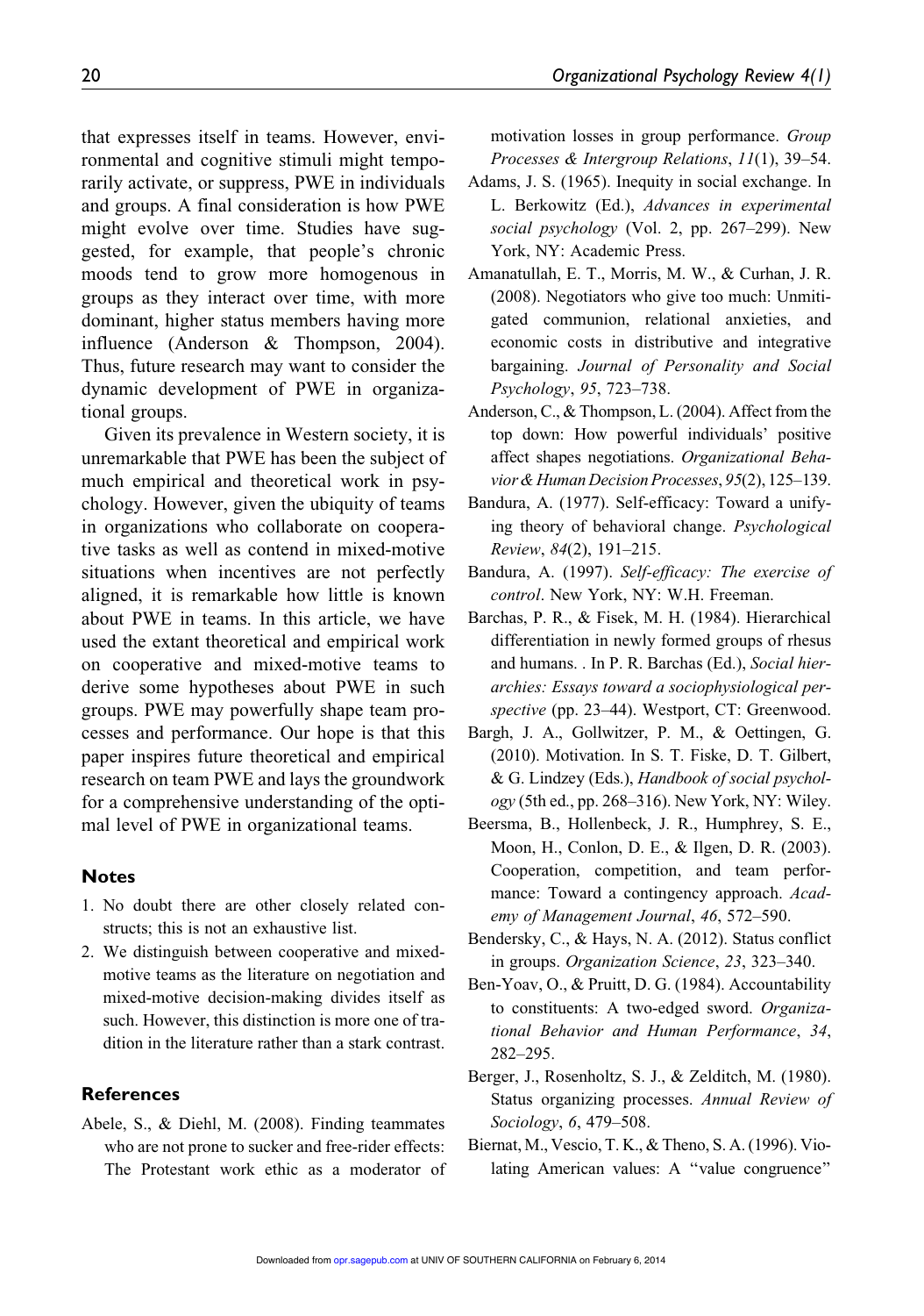that expresses itself in teams. However, environmental and cognitive stimuli might temporarily activate, or suppress, PWE in individuals and groups. A final consideration is how PWE might evolve over time. Studies have suggested, for example, that people's chronic moods tend to grow more homogenous in groups as they interact over time, with more dominant, higher status members having more influence (Anderson & Thompson, 2004). Thus, future research may want to consider the dynamic development of PWE in organizational groups.

Given its prevalence in Western society, it is unremarkable that PWE has been the subject of much empirical and theoretical work in psychology. However, given the ubiquity of teams in organizations who collaborate on cooperative tasks as well as contend in mixed-motive situations when incentives are not perfectly aligned, it is remarkable how little is known about PWE in teams. In this article, we have used the extant theoretical and empirical work on cooperative and mixed-motive teams to derive some hypotheses about PWE in such groups. PWE may powerfully shape team processes and performance. Our hope is that this paper inspires future theoretical and empirical research on team PWE and lays the groundwork for a comprehensive understanding of the optimal level of PWE in organizational teams.

## Notes

1. No doubt there are other closely related constructs; this is not an exhaustive list.
2. We distinguish between cooperative and mixed-motive teams as the literature on negotiation and mixed-motive decision-making divides itself as such. However, this distinction is more one of tradition in the literature rather than a stark contrast.

## References

Abele, S., & Diehl, M. (2008). Finding teammates who are not prone to sucker and free-rider effects: The Protestant work ethic as a moderator of motivation losses in group performance. *Group Processes & Intergroup Relations*, *11*(1), 39–54.

Adams, J. S. (1965). Inequity in social exchange. In L. Berkowitz (Ed.), *Advances in experimental social psychology* (Vol. 2, pp. 267–299). New York, NY: Academic Press.

Amanatullah, E. T., Morris, M. W., & Curhan, J. R. (2008). Negotiators who give too much: Unmitigated communion, relational anxieties, and economic costs in distributive and integrative bargaining. *Journal of Personality and Social Psychology*, *95*, 723–738.

Anderson, C., & Thompson, L. (2004). Affect from the top down: How powerful individuals' positive affect shapes negotiations. *Organizational Behavior & Human Decision Processes*, *95*(2), 125–139.

Bandura, A. (1977). Self-efficacy: Toward a unifying theory of behavioral change. *Psychological Review*, *84*(2), 191–215.

Bandura, A. (1997). *Self-efficacy: The exercise of control*. New York, NY: W.H. Freeman.

Barchas, P. R., & Fisek, M. H. (1984). Hierarchical differentiation in newly formed groups of rhesus and humans. . In P. R. Barchas (Ed.), *Social hierarchies: Essays toward a sociophysiological perspective* (pp. 23–44). Westport, CT: Greenwood.

Bargh, J. A., Gollwitzer, P. M., & Oettingen, G. (2010). Motivation. In S. T. Fiske, D. T. Gilbert, & G. Lindzey (Eds.), *Handbook of social psychology* (5th ed., pp. 268–316). New York, NY: Wiley.

Beersma, B., Hollenbeck, J. R., Humphrey, S. E., Moon, H., Conlon, D. E., & Ilgen, D. R. (2003). Cooperation, competition, and team performance: Toward a contingency approach. *Academy of Management Journal*, *46*, 572–590.

Bendersky, C., & Hays, N. A. (2012). Status conflict in groups. *Organization Science*, *23*, 323–340.

Ben-Yoav, O., & Pruitt, D. G. (1984). Accountability to constituents: A two-edged sword. *Organizational Behavior and Human Performance*, *34*, 282–295.

Berger, J., Rosenholtz, S. J., & Zelditch, M. (1980). Status organizing processes. *Annual Review of Sociology*, *6*, 479–508.

Biernat, M., Vescio, T. K., & Theno, S. A. (1996). Violating American values: A "value congruence"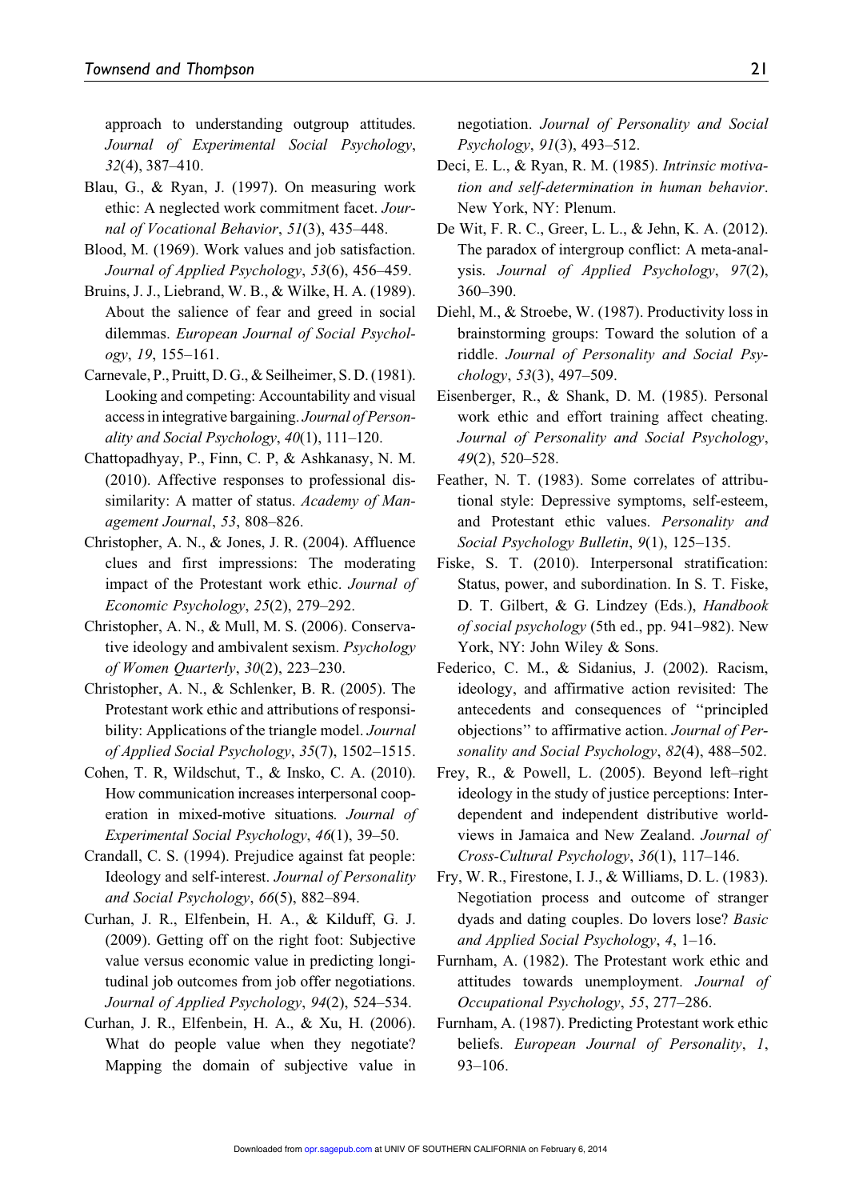approach to understanding outgroup attitudes. *Journal of Experimental Social Psychology*, *32*(4), 387–410.

Blau, G., & Ryan, J. (1997). On measuring work ethic: A neglected work commitment facet. *Journal of Vocational Behavior*, *51*(3), 435–448.

Blood, M. (1969). Work values and job satisfaction. *Journal of Applied Psychology*, *53*(6), 456–459.

Bruins, J. J., Liebrand, W. B., & Wilke, H. A. (1989). About the salience of fear and greed in social dilemmas. *European Journal of Social Psychology*, *19*, 155–161.

Carnevale, P., Pruitt, D. G., & Seilheimer, S. D. (1981). Looking and competing: Accountability and visual access in integrative bargaining. *Journal of Personality and Social Psychology*, *40*(1), 111–120.

Chattopadhyay, P., Finn, C. P, & Ashkanasy, N. M. (2010). Affective responses to professional dissimilarity: A matter of status. *Academy of Management Journal*, *53*, 808–826.

Christopher, A. N., & Jones, J. R. (2004). Affluence clues and first impressions: The moderating impact of the Protestant work ethic. *Journal of Economic Psychology*, *25*(2), 279–292.

Christopher, A. N., & Mull, M. S. (2006). Conservative ideology and ambivalent sexism. *Psychology of Women Quarterly*, *30*(2), 223–230.

Christopher, A. N., & Schlenker, B. R. (2005). The Protestant work ethic and attributions of responsibility: Applications of the triangle model. *Journal of Applied Social Psychology*, *35*(7), 1502–1515.

Cohen, T. R, Wildschut, T., & Insko, C. A. (2010). How communication increases interpersonal cooperation in mixed-motive situations. *Journal of Experimental Social Psychology*, *46*(1), 39–50.

Crandall, C. S. (1994). Prejudice against fat people: Ideology and self-interest. *Journal of Personality and Social Psychology*, *66*(5), 882–894.

Curhan, J. R., Elfenbein, H. A., & Kilduff, G. J. (2009). Getting off on the right foot: Subjective value versus economic value in predicting longitudinal job outcomes from job offer negotiations. *Journal of Applied Psychology*, *94*(2), 524–534.

Curhan, J. R., Elfenbein, H. A., & Xu, H. (2006). What do people value when they negotiate? Mapping the domain of subjective value in negotiation. *Journal of Personality and Social Psychology*, *91*(3), 493–512.

Deci, E. L., & Ryan, R. M. (1985). *Intrinsic motivation and self-determination in human behavior*. New York, NY: Plenum.

De Wit, F. R. C., Greer, L. L., & Jehn, K. A. (2012). The paradox of intergroup conflict: A meta-analysis. *Journal of Applied Psychology*, *97*(2), 360–390.

Diehl, M., & Stroebe, W. (1987). Productivity loss in brainstorming groups: Toward the solution of a riddle. *Journal of Personality and Social Psychology*, *53*(3), 497–509.

Eisenberger, R., & Shank, D. M. (1985). Personal work ethic and effort training affect cheating. *Journal of Personality and Social Psychology*, *49*(2), 520–528.

Feather, N. T. (1983). Some correlates of attributional style: Depressive symptoms, self-esteem, and Protestant ethic values. *Personality and Social Psychology Bulletin*, *9*(1), 125–135.

Fiske, S. T. (2010). Interpersonal stratification: Status, power, and subordination. In S. T. Fiske, D. T. Gilbert, & G. Lindzey (Eds.), *Handbook of social psychology* (5th ed., pp. 941–982). New York, NY: John Wiley & Sons.

Federico, C. M., & Sidanius, J. (2002). Racism, ideology, and affirmative action revisited: The antecedents and consequences of "principled objections" to affirmative action. *Journal of Personality and Social Psychology*, *82*(4), 488–502.

Frey, R., & Powell, L. (2005). Beyond left–right ideology in the study of justice perceptions: Interdependent and independent distributive worldviews in Jamaica and New Zealand. *Journal of Cross-Cultural Psychology*, *36*(1), 117–146.

Fry, W. R., Firestone, I. J., & Williams, D. L. (1983). Negotiation process and outcome of stranger dyads and dating couples. Do lovers lose? *Basic and Applied Social Psychology*, *4*, 1–16.

Furnham, A. (1982). The Protestant work ethic and attitudes towards unemployment. *Journal of Occupational Psychology*, *55*, 277–286.

Furnham, A. (1987). Predicting Protestant work ethic beliefs. *European Journal of Personality*, *1*, 93–106.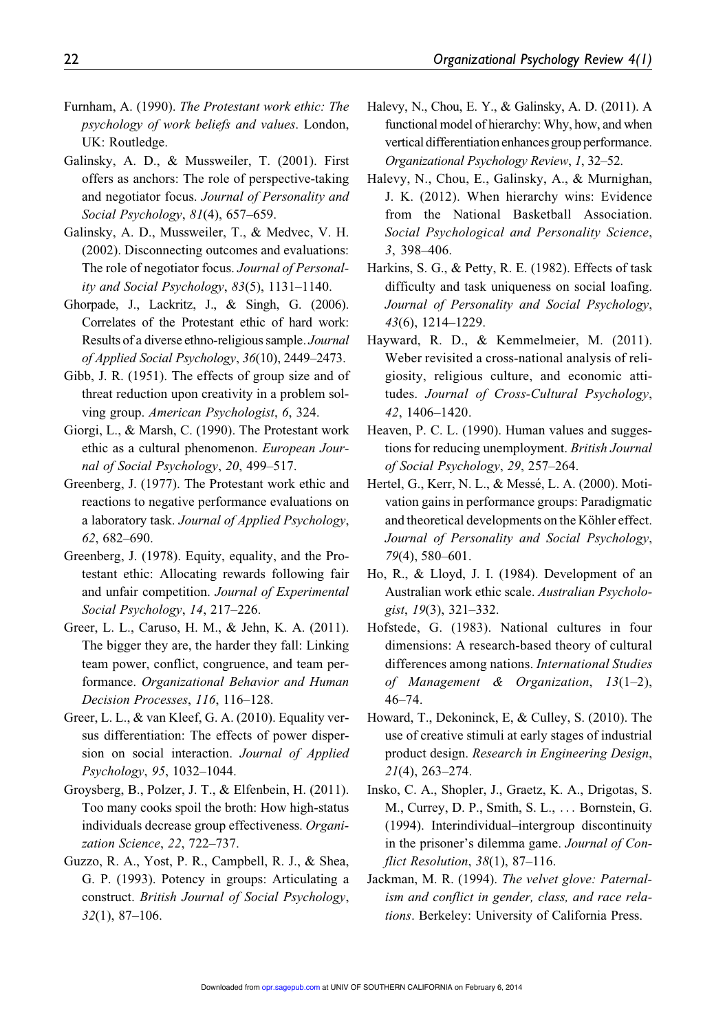Furnham, A. (1990). *The Protestant work ethic: The psychology of work beliefs and values*. London, UK: Routledge.

Galinsky, A. D., & Mussweiler, T. (2001). First offers as anchors: The role of perspective-taking and negotiator focus. *Journal of Personality and Social Psychology*, *81*(4), 657–659.

Galinsky, A. D., Mussweiler, T., & Medvec, V. H. (2002). Disconnecting outcomes and evaluations: The role of negotiator focus. *Journal of Personality and Social Psychology*, *83*(5), 1131–1140.

Ghorpade, J., Lackritz, J., & Singh, G. (2006). Correlates of the Protestant ethic of hard work: Results of a diverse ethno-religious sample. *Journal of Applied Social Psychology*, *36*(10), 2449–2473.

Gibb, J. R. (1951). The effects of group size and of threat reduction upon creativity in a problem solving group. *American Psychologist*, *6*, 324.

Giorgi, L., & Marsh, C. (1990). The Protestant work ethic as a cultural phenomenon. *European Journal of Social Psychology*, *20*, 499–517.

Greenberg, J. (1977). The Protestant work ethic and reactions to negative performance evaluations on a laboratory task. *Journal of Applied Psychology*, *62*, 682–690.

Greenberg, J. (1978). Equity, equality, and the Protestant ethic: Allocating rewards following fair and unfair competition. *Journal of Experimental Social Psychology*, *14*, 217–226.

Greer, L. L., Caruso, H. M., & Jehn, K. A. (2011). The bigger they are, the harder they fall: Linking team power, conflict, congruence, and team performance. *Organizational Behavior and Human Decision Processes*, *116*, 116–128.

Greer, L. L., & van Kleef, G. A. (2010). Equality versus differentiation: The effects of power dispersion on social interaction. *Journal of Applied Psychology*, *95*, 1032–1044.

Groysberg, B., Polzer, J. T., & Elfenbein, H. (2011). Too many cooks spoil the broth: How high-status individuals decrease group effectiveness. *Organization Science*, *22*, 722–737.

Guzzo, R. A., Yost, P. R., Campbell, R. J., & Shea, G. P. (1993). Potency in groups: Articulating a construct. *British Journal of Social Psychology*, *32*(1), 87–106.

Halevy, N., Chou, E. Y., & Galinsky, A. D. (2011). A functional model of hierarchy: Why, how, and when vertical differentiation enhances group performance. *Organizational Psychology Review*, *1*, 32–52.

Halevy, N., Chou, E., Galinsky, A., & Murnighan, J. K. (2012). When hierarchy wins: Evidence from the National Basketball Association. *Social Psychological and Personality Science*, *3*, 398–406.

Harkins, S. G., & Petty, R. E. (1982). Effects of task difficulty and task uniqueness on social loafing. *Journal of Personality and Social Psychology*, *43*(6), 1214–1229.

Hayward, R. D., & Kemmelmeier, M. (2011). Weber revisited a cross-national analysis of religiosity, religious culture, and economic attitudes. *Journal of Cross-Cultural Psychology*, *42*, 1406–1420.

Heaven, P. C. L. (1990). Human values and suggestions for reducing unemployment. *British Journal of Social Psychology*, *29*, 257–264.

Hertel, G., Kerr, N. L., & Messé, L. A. (2000). Motivation gains in performance groups: Paradigmatic and theoretical developments on the Köhler effect. *Journal of Personality and Social Psychology*, *79*(4), 580–601.

Ho, R., & Lloyd, J. I. (1984). Development of an Australian work ethic scale. *Australian Psychologist*, *19*(3), 321–332.

Hofstede, G. (1983). National cultures in four dimensions: A research-based theory of cultural differences among nations. *International Studies of Management & Organization*, *13*(1–2), 46–74.

Howard, T., Dekoninck, E, & Culley, S. (2010). The use of creative stimuli at early stages of industrial product design. *Research in Engineering Design*, *21*(4), 263–274.

Insko, C. A., Shopler, J., Graetz, K. A., Drigotas, S. M., Currey, D. P., Smith, S. L., ... Bornstein, G. (1994). Interindividual–intergroup discontinuity in the prisoner's dilemma game. *Journal of Conflict Resolution*, *38*(1), 87–116.

Jackman, M. R. (1994). *The velvet glove: Paternalism and conflict in gender, class, and race relations*. Berkeley: University of California Press.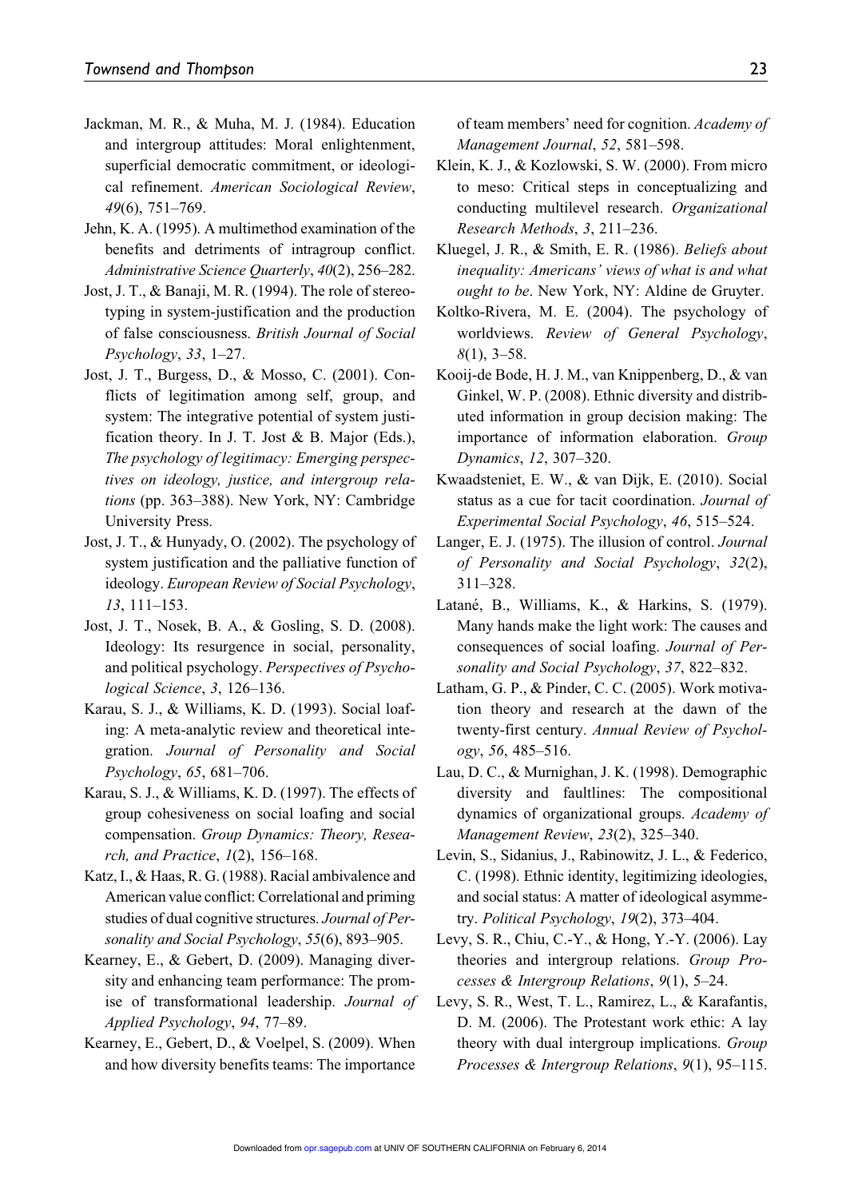Jackman, M. R., & Muha, M. J. (1984). Education and intergroup attitudes: Moral enlightenment, superficial democratic commitment, or ideological refinement. *American Sociological Review*, *49*(6), 751–769.

Jehn, K. A. (1995). A multimethod examination of the benefits and detriments of intragroup conflict. *Administrative Science Quarterly*, *40*(2), 256–282.

Jost, J. T., & Banaji, M. R. (1994). The role of stereotyping in system-justification and the production of false consciousness. *British Journal of Social Psychology*, *33*, 1–27.

Jost, J. T., Burgess, D., & Mosso, C. (2001). Conflicts of legitimation among self, group, and system: The integrative potential of system justification theory. In J. T. Jost & B. Major (Eds.), *The psychology of legitimacy: Emerging perspectives on ideology, justice, and intergroup relations* (pp. 363–388). New York, NY: Cambridge University Press.

Jost, J. T., & Hunyady, O. (2002). The psychology of system justification and the palliative function of ideology. *European Review of Social Psychology*, *13*, 111–153.

Jost, J. T., Nosek, B. A., & Gosling, S. D. (2008). Ideology: Its resurgence in social, personality, and political psychology. *Perspectives of Psychological Science*, *3*, 126–136.

Karau, S. J., & Williams, K. D. (1993). Social loafing: A meta-analytic review and theoretical integration. *Journal of Personality and Social Psychology*, *65*, 681–706.

Karau, S. J., & Williams, K. D. (1997). The effects of group cohesiveness on social loafing and social compensation. *Group Dynamics: Theory, Research, and Practice*, *1*(2), 156–168.

Katz, I., & Haas, R. G. (1988). Racial ambivalence and American value conflict: Correlational and priming studies of dual cognitive structures. *Journal of Personality and Social Psychology*, *55*(6), 893–905.

Kearney, E., & Gebert, D. (2009). Managing diversity and enhancing team performance: The promise of transformational leadership. *Journal of Applied Psychology*, *94*, 77–89.

Kearney, E., Gebert, D., & Voelpel, S. (2009). When and how diversity benefits teams: The importance of team members' need for cognition. *Academy of Management Journal*, *52*, 581–598.

Klein, K. J., & Kozlowski, S. W. (2000). From micro to meso: Critical steps in conceptualizing and conducting multilevel research. *Organizational Research Methods*, *3*, 211–236.

Kluegel, J. R., & Smith, E. R. (1986). *Beliefs about inequality: Americans' views of what is and what ought to be*. New York, NY: Aldine de Gruyter.

Koltko-Rivera, M. E. (2004). The psychology of worldviews. *Review of General Psychology*, *8*(1), 3–58.

Kooij-de Bode, H. J. M., van Knippenberg, D., & van Ginkel, W. P. (2008). Ethnic diversity and distributed information in group decision making: The importance of information elaboration. *Group Dynamics*, *12*, 307–320.

Kwaadsteniet, E. W., & van Dijk, E. (2010). Social status as a cue for tacit coordination. *Journal of Experimental Social Psychology*, *46*, 515–524.

Langer, E. J. (1975). The illusion of control. *Journal of Personality and Social Psychology*, *32*(2), 311–328.

Latané, B., Williams, K., & Harkins, S. (1979). Many hands make the light work: The causes and consequences of social loafing. *Journal of Personality and Social Psychology*, *37*, 822–832.

Latham, G. P., & Pinder, C. C. (2005). Work motivation theory and research at the dawn of the twenty-first century. *Annual Review of Psychology*, *56*, 485–516.

Lau, D. C., & Murnighan, J. K. (1998). Demographic diversity and faultlines: The compositional dynamics of organizational groups. *Academy of Management Review*, *23*(2), 325–340.

Levin, S., Sidanius, J., Rabinowitz, J. L., & Federico, C. (1998). Ethnic identity, legitimizing ideologies, and social status: A matter of ideological asymmetry. *Political Psychology*, *19*(2), 373–404.

Levy, S. R., Chiu, C.-Y., & Hong, Y.-Y. (2006). Lay theories and intergroup relations. *Group Processes & Intergroup Relations*, *9*(1), 5–24.

Levy, S. R., West, T. L., Ramirez, L., & Karafantis, D. M. (2006). The Protestant work ethic: A lay theory with dual intergroup implications. *Group Processes & Intergroup Relations*, *9*(1), 95–115.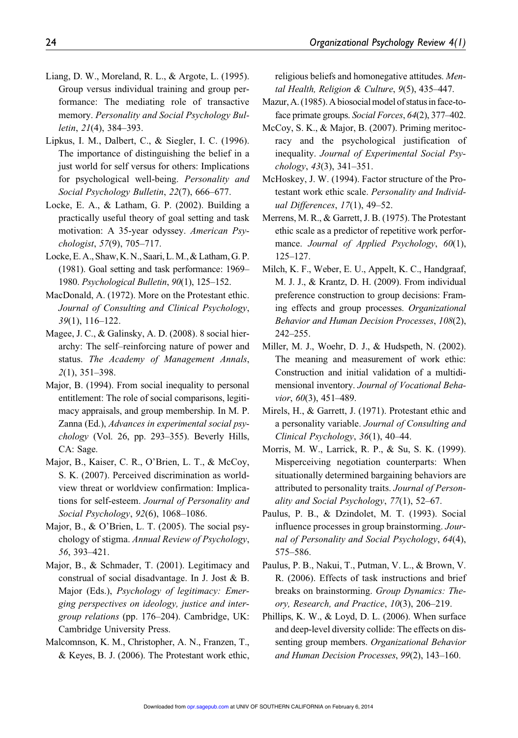Liang, D. W., Moreland, R. L., & Argote, L. (1995). Group versus individual training and group performance: The mediating role of transactive memory. *Personality and Social Psychology Bulletin*, *21*(4), 384–393.

Lipkus, I. M., Dalbert, C., & Siegler, I. C. (1996). The importance of distinguishing the belief in a just world for self versus for others: Implications for psychological well-being. *Personality and Social Psychology Bulletin*, *22*(7), 666–677.

Locke, E. A., & Latham, G. P. (2002). Building a practically useful theory of goal setting and task motivation: A 35-year odyssey. *American Psychologist*, *57*(9), 705–717.

Locke, E. A., Shaw, K. N., Saari, L. M., & Latham, G. P. (1981). Goal setting and task performance: 1969–1980. *Psychological Bulletin*, *90*(1), 125–152.

MacDonald, A. (1972). More on the Protestant ethic. *Journal of Consulting and Clinical Psychology*, *39*(1), 116–122.

Magee, J. C., & Galinsky, A. D. (2008). 8 social hierarchy: The self–reinforcing nature of power and status. *The Academy of Management Annals*, *2*(1), 351–398.

Major, B. (1994). From social inequality to personal entitlement: The role of social comparisons, legitimacy appraisals, and group membership. In M. P. Zanna (Ed.), *Advances in experimental social psychology* (Vol. 26, pp. 293–355). Beverly Hills, CA: Sage.

Major, B., Kaiser, C. R., O'Brien, L. T., & McCoy, S. K. (2007). Perceived discrimination as worldview threat or worldview confirmation: Implications for self-esteem. *Journal of Personality and Social Psychology*, *92*(6), 1068–1086.

Major, B., & O'Brien, L. T. (2005). The social psychology of stigma. *Annual Review of Psychology*, *56*, 393–421.

Major, B., & Schmader, T. (2001). Legitimacy and construal of social disadvantage. In J. Jost & B. Major (Eds.), *Psychology of legitimacy: Emerging perspectives on ideology, justice and intergroup relations* (pp. 176–204). Cambridge, UK: Cambridge University Press.

Malcomnson, K. M., Christopher, A. N., Franzen, T., & Keyes, B. J. (2006). The Protestant work ethic, religious beliefs and homonegative attitudes. *Mental Health, Religion & Culture*, *9*(5), 435–447.

Mazur, A. (1985). A biosocial model of status in face-to-face primate groups. *Social Forces*, *64*(2), 377–402.

McCoy, S. K., & Major, B. (2007). Priming meritocracy and the psychological justification of inequality. *Journal of Experimental Social Psychology*, *43*(3), 341–351.

McHoskey, J. W. (1994). Factor structure of the Protestant work ethic scale. *Personality and Individual Differences*, *17*(1), 49–52.

Merrens, M. R., & Garrett, J. B. (1975). The Protestant ethic scale as a predictor of repetitive work performance. *Journal of Applied Psychology*, *60*(1), 125–127.

Milch, K. F., Weber, E. U., Appelt, K. C., Handgraaf, M. J. J., & Krantz, D. H. (2009). From individual preference construction to group decisions: Framing effects and group processes. *Organizational Behavior and Human Decision Processes*, *108*(2), 242–255.

Miller, M. J., Woehr, D. J., & Hudspeth, N. (2002). The meaning and measurement of work ethic: Construction and initial validation of a multidimensional inventory. *Journal of Vocational Behavior*, *60*(3), 451–489.

Mirels, H., & Garrett, J. (1971). Protestant ethic and a personality variable. *Journal of Consulting and Clinical Psychology*, *36*(1), 40–44.

Morris, M. W., Larrick, R. P., & Su, S. K. (1999). Misperceiving negotiation counterparts: When situationally determined bargaining behaviors are attributed to personality traits. *Journal of Personality and Social Psychology*, *77*(1), 52–67.

Paulus, P. B., & Dzindolet, M. T. (1993). Social influence processes in group brainstorming. *Journal of Personality and Social Psychology*, *64*(4), 575–586.

Paulus, P. B., Nakui, T., Putman, V. L., & Brown, V. R. (2006). Effects of task instructions and brief breaks on brainstorming. *Group Dynamics: Theory, Research, and Practice*, *10*(3), 206–219.

Phillips, K. W., & Loyd, D. L. (2006). When surface and deep-level diversity collide: The effects on dissenting group members. *Organizational Behavior and Human Decision Processes*, *99*(2), 143–160.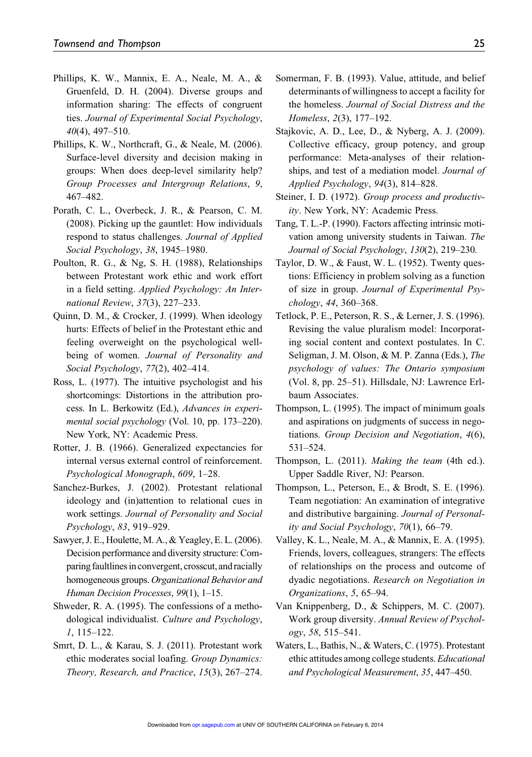Phillips, K. W., Mannix, E. A., Neale, M. A., & Gruenfeld, D. H. (2004). Diverse groups and information sharing: The effects of congruent ties. *Journal of Experimental Social Psychology*, *40*(4), 497–510.

Phillips, K. W., Northcraft, G., & Neale, M. (2006). Surface-level diversity and decision making in groups: When does deep-level similarity help? *Group Processes and Intergroup Relations*, *9*, 467–482.

Porath, C. L., Overbeck, J. R., & Pearson, C. M. (2008). Picking up the gauntlet: How individuals respond to status challenges. *Journal of Applied Social Psychology*, *38*, 1945–1980.

Poulton, R. G., & Ng, S. H. (1988), Relationships between Protestant work ethic and work effort in a field setting. *Applied Psychology: An International Review*, *37*(3), 227–233.

Quinn, D. M., & Crocker, J. (1999). When ideology hurts: Effects of belief in the Protestant ethic and feeling overweight on the psychological well-being of women. *Journal of Personality and Social Psychology*, *77*(2), 402–414.

Ross, L. (1977). The intuitive psychologist and his shortcomings: Distortions in the attribution process. In L. Berkowitz (Ed.), *Advances in experimental social psychology* (Vol. 10, pp. 173–220). New York, NY: Academic Press.

Rotter, J. B. (1966). Generalized expectancies for internal versus external control of reinforcement. *Psychological Monograph*, *609*, 1–28.

Sanchez-Burkes, J. (2002). Protestant relational ideology and (in)attention to relational cues in work settings. *Journal of Personality and Social Psychology*, *83*, 919–929.

Sawyer, J. E., Houlette, M. A., & Yeagley, E. L. (2006). Decision performance and diversity structure: Comparing faultlines in convergent, crosscut, and racially homogeneous groups. *Organizational Behavior and Human Decision Processes*, *99*(1), 1–15.

Shweder, R. A. (1995). The confessions of a methodological individualist. *Culture and Psychology*, *1*, 115–122.

Smrt, D. L., & Karau, S. J. (2011). Protestant work ethic moderates social loafing. *Group Dynamics: Theory, Research, and Practice*, *15*(3), 267–274.

Somerman, F. B. (1993). Value, attitude, and belief determinants of willingness to accept a facility for the homeless. *Journal of Social Distress and the Homeless*, *2*(3), 177–192.

Stajkovic, A. D., Lee, D., & Nyberg, A. J. (2009). Collective efficacy, group potency, and group performance: Meta-analyses of their relationships, and test of a mediation model. *Journal of Applied Psychology*, *94*(3), 814–828.

Steiner, I. D. (1972). *Group process and productivity*. New York, NY: Academic Press.

Tang, T. L.-P. (1990). Factors affecting intrinsic motivation among university students in Taiwan. *The Journal of Social Psychology*, *130*(2), 219–230.

Taylor, D. W., & Faust, W. L. (1952). Twenty questions: Efficiency in problem solving as a function of size in group. *Journal of Experimental Psychology*, *44*, 360–368.

Tetlock, P. E., Peterson, R. S., & Lerner, J. S. (1996). Revising the value pluralism model: Incorporating social content and context postulates. In C. Seligman, J. M. Olson, & M. P. Zanna (Eds.), *The psychology of values: The Ontario symposium* (Vol. 8, pp. 25–51). Hillsdale, NJ: Lawrence Erlbaum Associates.

Thompson, L. (1995). The impact of minimum goals and aspirations on judgments of success in negotiations. *Group Decision and Negotiation*, *4*(6), 531–524.

Thompson, L. (2011). *Making the team* (4th ed.). Upper Saddle River, NJ: Pearson.

Thompson, L., Peterson, E., & Brodt, S. E. (1996). Team negotiation: An examination of integrative and distributive bargaining. *Journal of Personality and Social Psychology*, *70*(1), 66–79.

Valley, K. L., Neale, M. A., & Mannix, E. A. (1995). Friends, lovers, colleagues, strangers: The effects of relationships on the process and outcome of dyadic negotiations. *Research on Negotiation in Organizations*, *5*, 65–94.

Van Knippenberg, D., & Schippers, M. C. (2007). Work group diversity. *Annual Review of Psychology*, *58*, 515–541.

Waters, L., Bathis, N., & Waters, C. (1975). Protestant ethic attitudes among college students. *Educational and Psychological Measurement*, *35*, 447–450.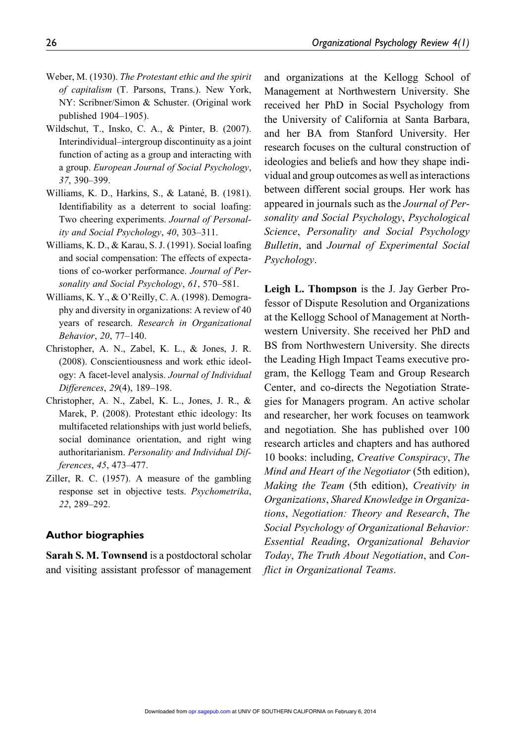Weber, M. (1930). *The Protestant ethic and the spirit of capitalism* (T. Parsons, Trans.). New York, NY: Scribner/Simon & Schuster. (Original work published 1904–1905).

Wildschut, T., Insko, C. A., & Pinter, B. (2007). Interindividual–intergroup discontinuity as a joint function of acting as a group and interacting with a group. *European Journal of Social Psychology*, *37*, 390–399.

Williams, K. D., Harkins, S., & Latané, B. (1981). Identifiability as a deterrent to social loafing: Two cheering experiments. *Journal of Personality and Social Psychology*, *40*, 303–311.

Williams, K. D., & Karau, S. J. (1991). Social loafing and social compensation: The effects of expectations of co-worker performance. *Journal of Personality and Social Psychology*, *61*, 570–581.

Williams, K. Y., & O'Reilly, C. A. (1998). Demography and diversity in organizations: A review of 40 years of research. *Research in Organizational Behavior*, *20*, 77–140.

Christopher, A. N., Zabel, K. L., & Jones, J. R. (2008). Conscientiousness and work ethic ideology: A facet-level analysis. *Journal of Individual Differences*, *29*(4), 189–198.

Christopher, A. N., Zabel, K. L., Jones, J. R., & Marek, P. (2008). Protestant ethic ideology: Its multifaceted relationships with just world beliefs, social dominance orientation, and right wing authoritarianism. *Personality and Individual Differences*, *45*, 473–477.

Ziller, R. C. (1957). A measure of the gambling response set in objective tests. *Psychometrika*, *22*, 289–292.

## Author biographies

**Sarah S. M. Townsend** is a postdoctoral scholar and visiting assistant professor of management and organizations at the Kellogg School of Management at Northwestern University. She received her PhD in Social Psychology from the University of California at Santa Barbara, and her BA from Stanford University. Her research focuses on the cultural construction of ideologies and beliefs and how they shape individual and group outcomes as well as interactions between different social groups. Her work has appeared in journals such as the *Journal of Personality and Social Psychology*, *Psychological Science*, *Personality and Social Psychology Bulletin*, and *Journal of Experimental Social Psychology*.

**Leigh L. Thompson** is the J. Jay Gerber Professor of Dispute Resolution and Organizations at the Kellogg School of Management at Northwestern University. She received her PhD and BS from Northwestern University. She directs the Leading High Impact Teams executive program, the Kellogg Team and Group Research Center, and co-directs the Negotiation Strategies for Managers program. An active scholar and researcher, her work focuses on teamwork and negotiation. She has published over 100 research articles and chapters and has authored 10 books: including, *Creative Conspiracy*, *The Mind and Heart of the Negotiator* (5th edition), *Making the Team* (5th edition), *Creativity in Organizations*, *Shared Knowledge in Organizations*, *Negotiation: Theory and Research*, *The Social Psychology of Organizational Behavior: Essential Reading*, *Organizational Behavior Today*, *The Truth About Negotiation*, and *Conflict in Organizational Teams*.